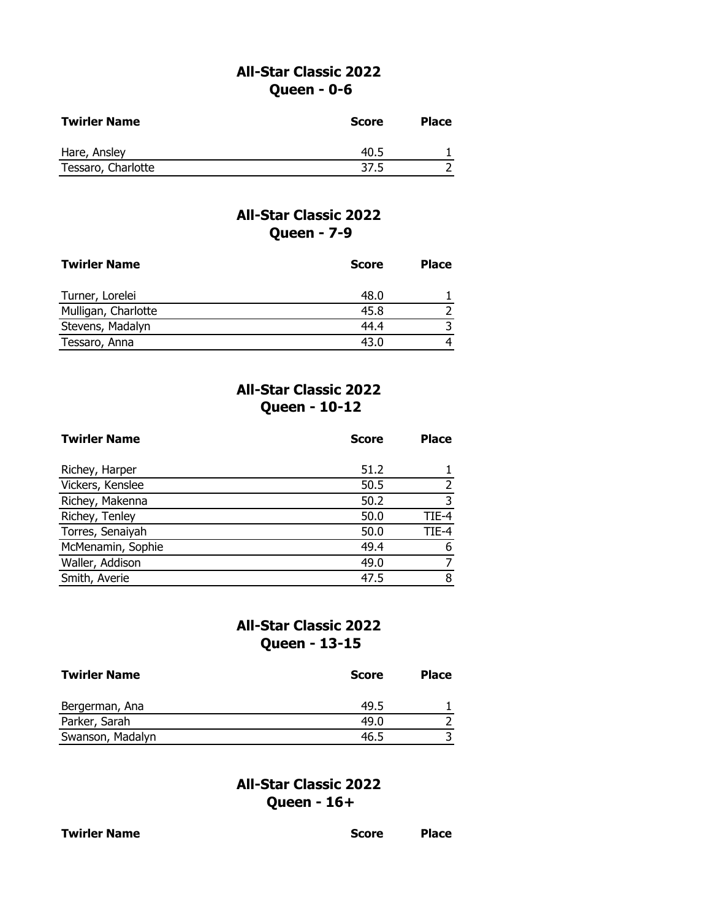## All-Star Classic 2022
### Queen - 0-6

| Twirler Name | Score | Place |
|---|---|---|
| Hare, Ansley | 40.5 | 1 |
| Tessaro, Charlotte | 37.5 | 2 |

## All-Star Classic 2022
### Queen - 7-9

| Twirler Name | Score | Place |
|---|---|---|
| Turner, Lorelei | 48.0 | 1 |
| Mulligan, Charlotte | 45.8 | 2 |
| Stevens, Madalyn | 44.4 | 3 |
| Tessaro, Anna | 43.0 | 4 |

## All-Star Classic 2022
### Queen - 10-12

| Twirler Name | Score | Place |
|---|---|---|
| Richey, Harper | 51.2 | 1 |
| Vickers, Kenslee | 50.5 | 2 |
| Richey, Makenna | 50.2 | 3 |
| Richey, Tenley | 50.0 | TIE-4 |
| Torres, Senaiyah | 50.0 | TIE-4 |
| McMenamin, Sophie | 49.4 | 6 |
| Waller, Addison | 49.0 | 7 |
| Smith, Averie | 47.5 | 8 |

## All-Star Classic 2022
### Queen - 13-15

| Twirler Name | Score | Place |
|---|---|---|
| Bergerman, Ana | 49.5 | 1 |
| Parker, Sarah | 49.0 | 2 |
| Swanson, Madalyn | 46.5 | 3 |

## All-Star Classic 2022
### Queen - 16+

| Twirler Name | Score | Place |
|---|---|---|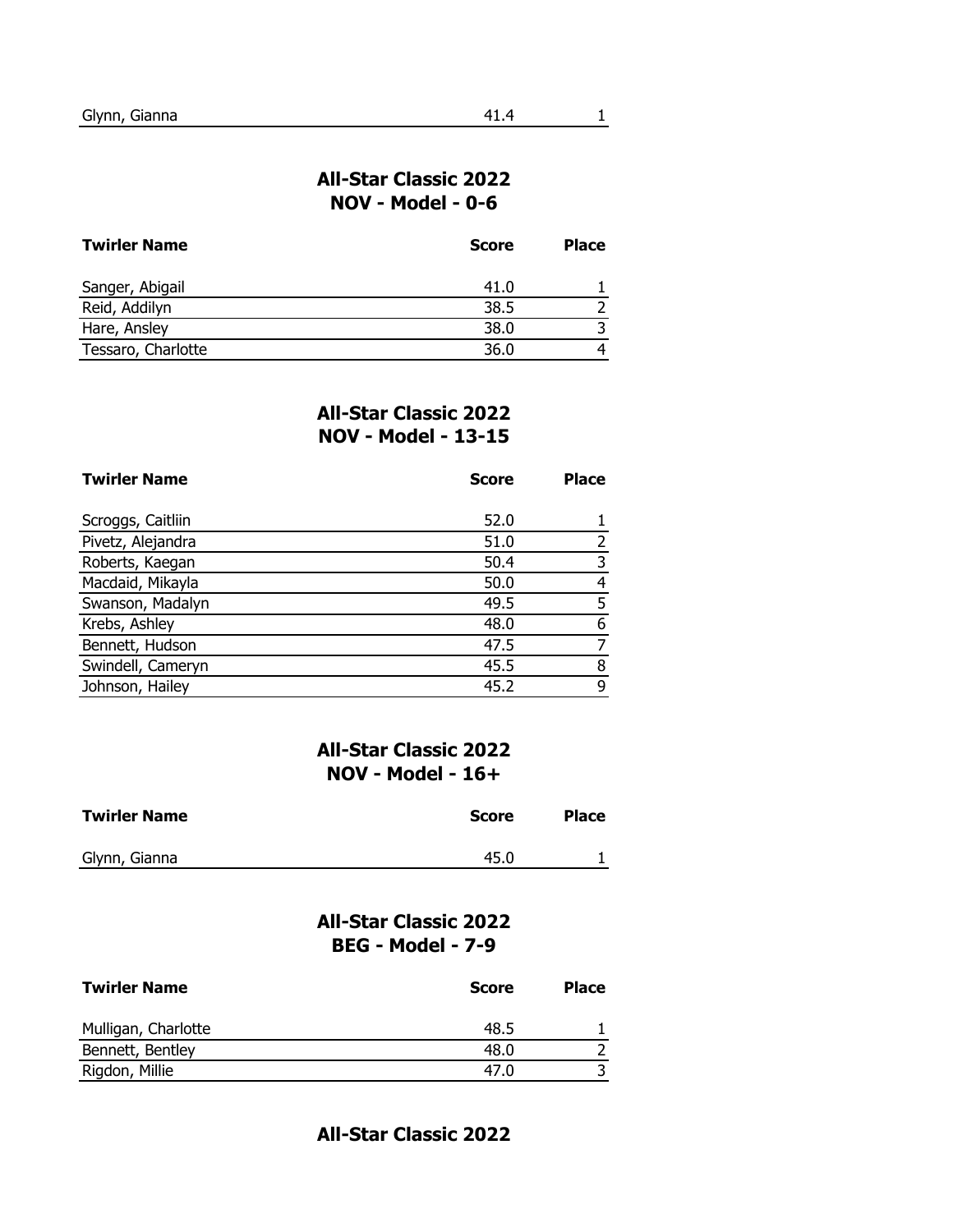| Glynn, Gianna | 41.4 | 1 |
|---|---|---|

## All-Star Classic 2022
## NOV - Model - 0-6

| Twirler Name | Score | Place |
|---|---|---|
| Sanger, Abigail | 41.0 | 1 |
| Reid, Addilyn | 38.5 | 2 |
| Hare, Ansley | 38.0 | 3 |
| Tessaro, Charlotte | 36.0 | 4 |

## All-Star Classic 2022
## NOV - Model - 13-15

| Twirler Name | Score | Place |
|---|---|---|
| Scroggs, Caitliin | 52.0 | 1 |
| Pivetz, Alejandra | 51.0 | 2 |
| Roberts, Kaegan | 50.4 | 3 |
| Macdaid, Mikayla | 50.0 | 4 |
| Swanson, Madalyn | 49.5 | 5 |
| Krebs, Ashley | 48.0 | 6 |
| Bennett, Hudson | 47.5 | 7 |
| Swindell, Cameryn | 45.5 | 8 |
| Johnson, Hailey | 45.2 | 9 |

## All-Star Classic 2022
## NOV - Model - 16+

| Twirler Name | Score | Place |
|---|---|---|
| Glynn, Gianna | 45.0 | 1 |

## All-Star Classic 2022
## BEG - Model - 7-9

| Twirler Name | Score | Place |
|---|---|---|
| Mulligan, Charlotte | 48.5 | 1 |
| Bennett, Bentley | 48.0 | 2 |
| Rigdon, Millie | 47.0 | 3 |

## All-Star Classic 2022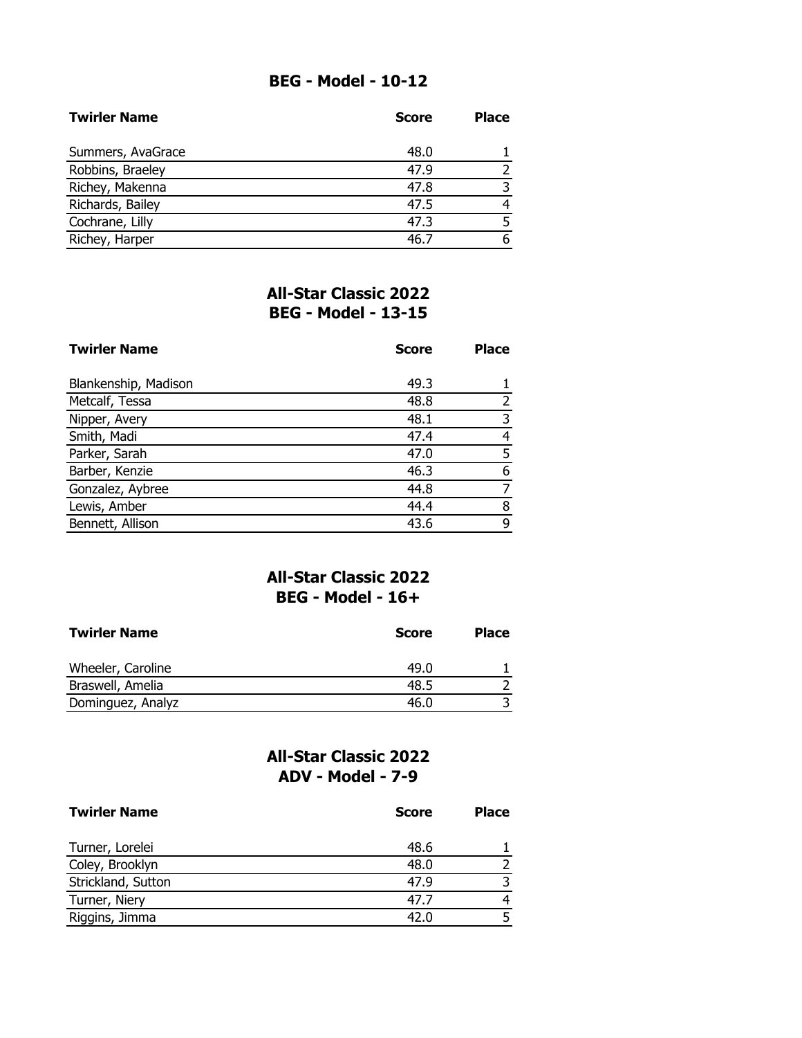## BEG - Model - 10-12

| Twirler Name | Score | Place |
|---|---|---|
| Summers, AvaGrace | 48.0 | 1 |
| Robbins, Braeley | 47.9 | 2 |
| Richey, Makenna | 47.8 | 3 |
| Richards, Bailey | 47.5 | 4 |
| Cochrane, Lilly | 47.3 | 5 |
| Richey, Harper | 46.7 | 6 |

## All-Star Classic 2022
## BEG - Model - 13-15

| Twirler Name | Score | Place |
|---|---|---|
| Blankenship, Madison | 49.3 | 1 |
| Metcalf, Tessa | 48.8 | 2 |
| Nipper, Avery | 48.1 | 3 |
| Smith, Madi | 47.4 | 4 |
| Parker, Sarah | 47.0 | 5 |
| Barber, Kenzie | 46.3 | 6 |
| Gonzalez, Aybree | 44.8 | 7 |
| Lewis, Amber | 44.4 | 8 |
| Bennett, Allison | 43.6 | 9 |

## All-Star Classic 2022
## BEG - Model - 16+

| Twirler Name | Score | Place |
|---|---|---|
| Wheeler, Caroline | 49.0 | 1 |
| Braswell, Amelia | 48.5 | 2 |
| Dominguez, Analyz | 46.0 | 3 |

## All-Star Classic 2022
## ADV - Model - 7-9

| Twirler Name | Score | Place |
|---|---|---|
| Turner, Lorelei | 48.6 | 1 |
| Coley, Brooklyn | 48.0 | 2 |
| Strickland, Sutton | 47.9 | 3 |
| Turner, Niery | 47.7 | 4 |
| Riggins, Jimma | 42.0 | 5 |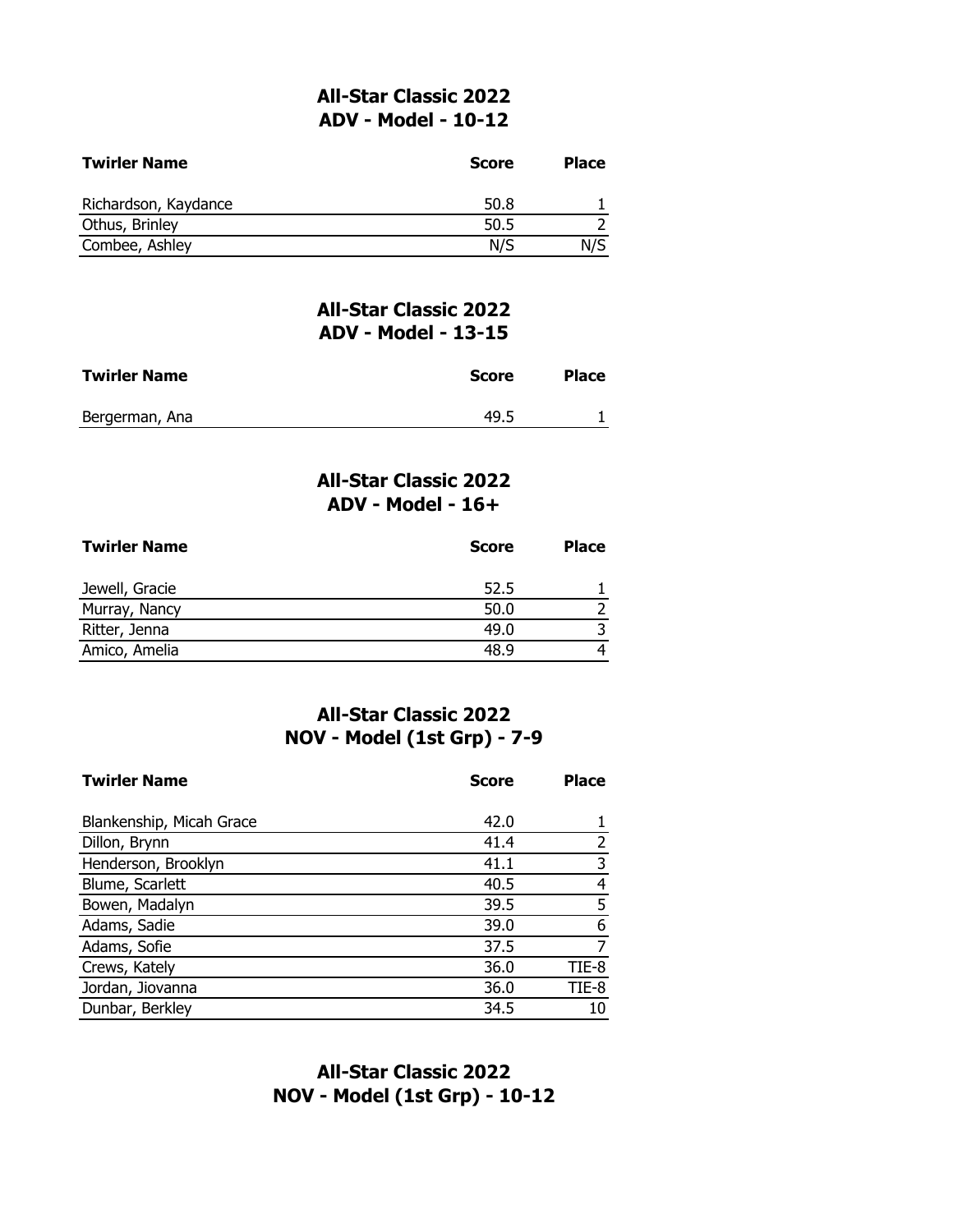## All-Star Classic 2022
## ADV - Model - 10-12

| Twirler Name | Score | Place |
|---|---|---|
| Richardson, Kaydance | 50.8 | 1 |
| Othus, Brinley | 50.5 | 2 |
| Combee, Ashley | N/S | N/S |

## All-Star Classic 2022
## ADV - Model - 13-15

| Twirler Name | Score | Place |
|---|---|---|
| Bergerman, Ana | 49.5 | 1 |

## All-Star Classic 2022
## ADV - Model - 16+

| Twirler Name | Score | Place |
|---|---|---|
| Jewell, Gracie | 52.5 | 1 |
| Murray, Nancy | 50.0 | 2 |
| Ritter, Jenna | 49.0 | 3 |
| Amico, Amelia | 48.9 | 4 |

## All-Star Classic 2022
## NOV - Model (1st Grp) - 7-9

| Twirler Name | Score | Place |
|---|---|---|
| Blankenship, Micah Grace | 42.0 | 1 |
| Dillon, Brynn | 41.4 | 2 |
| Henderson, Brooklyn | 41.1 | 3 |
| Blume, Scarlett | 40.5 | 4 |
| Bowen, Madalyn | 39.5 | 5 |
| Adams, Sadie | 39.0 | 6 |
| Adams, Sofie | 37.5 | 7 |
| Crews, Kately | 36.0 | TIE-8 |
| Jordan, Jiovanna | 36.0 | TIE-8 |
| Dunbar, Berkley | 34.5 | 10 |

## All-Star Classic 2022
## NOV - Model (1st Grp) - 10-12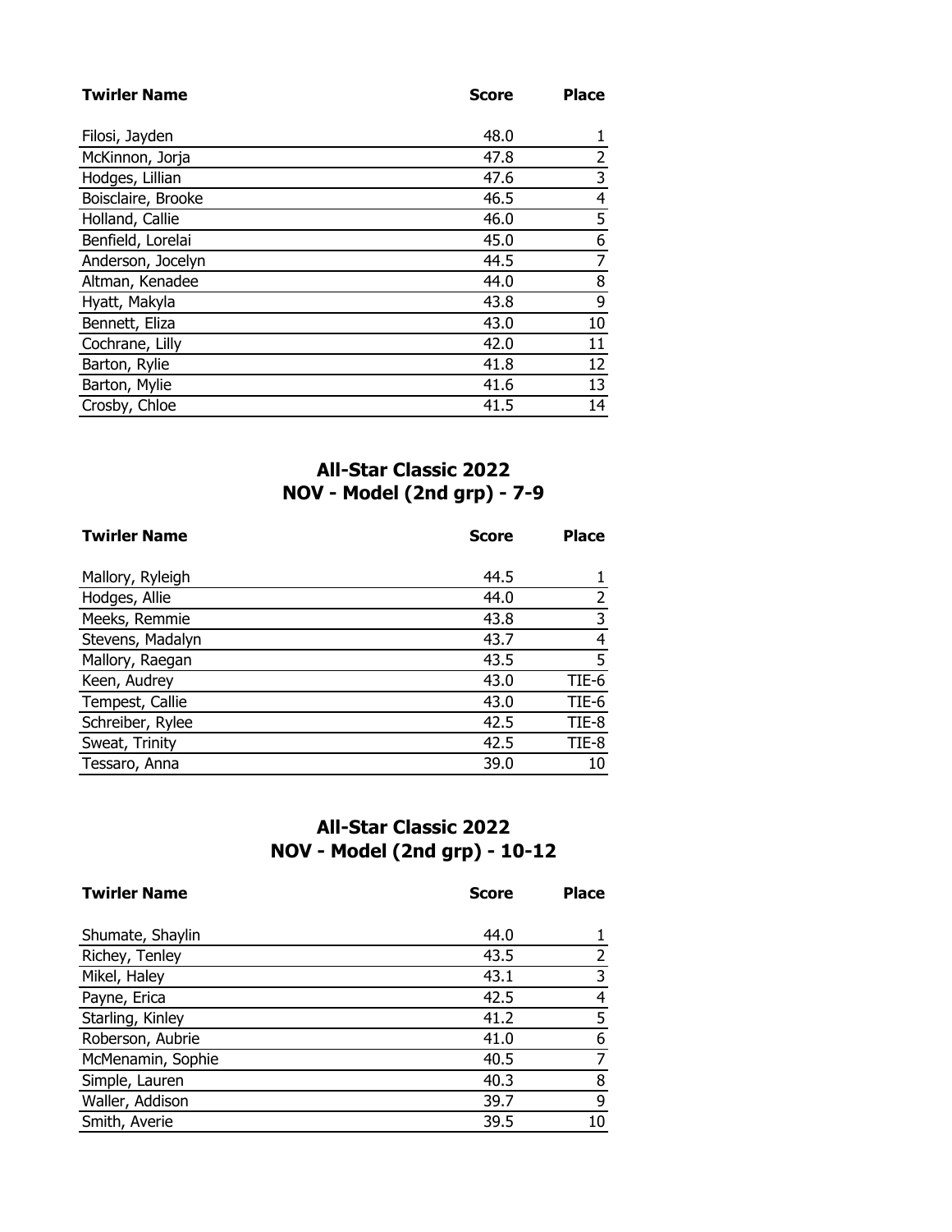| Twirler Name | Score | Place |
|---|---|---|
| Filosi, Jayden | 48.0 | 1 |
| McKinnon, Jorja | 47.8 | 2 |
| Hodges, Lillian | 47.6 | 3 |
| Boisclaire, Brooke | 46.5 | 4 |
| Holland, Callie | 46.0 | 5 |
| Benfield, Lorelai | 45.0 | 6 |
| Anderson, Jocelyn | 44.5 | 7 |
| Altman, Kenadee | 44.0 | 8 |
| Hyatt, Makyla | 43.8 | 9 |
| Bennett, Eliza | 43.0 | 10 |
| Cochrane, Lilly | 42.0 | 11 |
| Barton, Rylie | 41.8 | 12 |
| Barton, Mylie | 41.6 | 13 |
| Crosby, Chloe | 41.5 | 14 |

## All-Star Classic 2022
## NOV - Model (2nd grp) - 7-9

| Twirler Name | Score | Place |
|---|---|---|
| Mallory, Ryleigh | 44.5 | 1 |
| Hodges, Allie | 44.0 | 2 |
| Meeks, Remmie | 43.8 | 3 |
| Stevens, Madalyn | 43.7 | 4 |
| Mallory, Raegan | 43.5 | 5 |
| Keen, Audrey | 43.0 | TIE-6 |
| Tempest, Callie | 43.0 | TIE-6 |
| Schreiber, Rylee | 42.5 | TIE-8 |
| Sweat, Trinity | 42.5 | TIE-8 |
| Tessaro, Anna | 39.0 | 10 |

## All-Star Classic 2022
## NOV - Model (2nd grp) - 10-12

| Twirler Name | Score | Place |
|---|---|---|
| Shumate, Shaylin | 44.0 | 1 |
| Richey, Tenley | 43.5 | 2 |
| Mikel, Haley | 43.1 | 3 |
| Payne, Erica | 42.5 | 4 |
| Starling, Kinley | 41.2 | 5 |
| Roberson, Aubrie | 41.0 | 6 |
| McMenamin, Sophie | 40.5 | 7 |
| Simple, Lauren | 40.3 | 8 |
| Waller, Addison | 39.7 | 9 |
| Smith, Averie | 39.5 | 10 |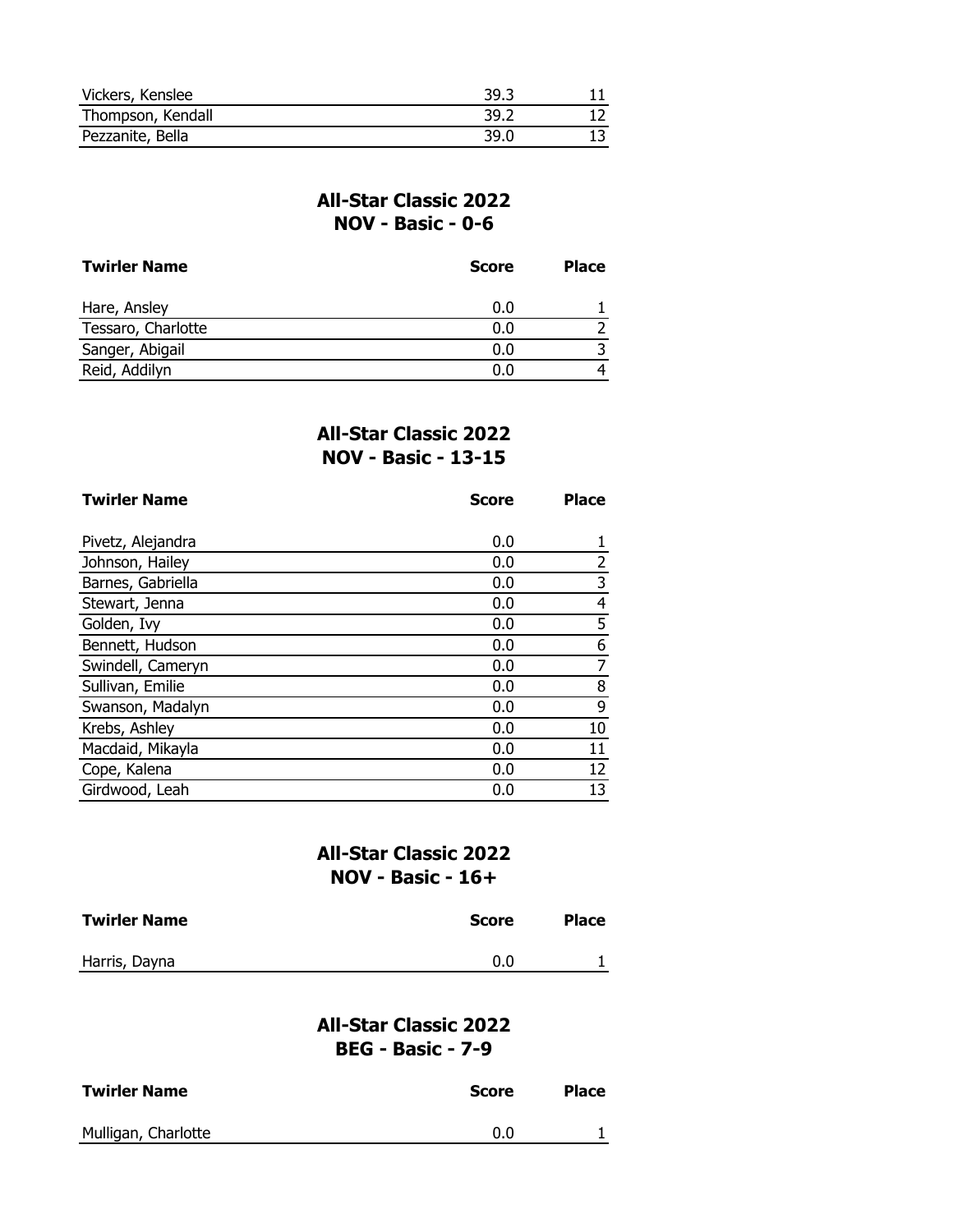| | | |
|---|---|---|
| Vickers, Kenslee | 39.3 | 11 |
| Thompson, Kendall | 39.2 | 12 |
| Pezzanite, Bella | 39.0 | 13 |

## All-Star Classic 2022
## NOV - Basic - 0-6

| Twirler Name | Score | Place |
|---|---|---|
| Hare, Ansley | 0.0 | 1 |
| Tessaro, Charlotte | 0.0 | 2 |
| Sanger, Abigail | 0.0 | 3 |
| Reid, Addilyn | 0.0 | 4 |

## All-Star Classic 2022
## NOV - Basic - 13-15

| Twirler Name | Score | Place |
|---|---|---|
| Pivetz, Alejandra | 0.0 | 1 |
| Johnson, Hailey | 0.0 | 2 |
| Barnes, Gabriella | 0.0 | 3 |
| Stewart, Jenna | 0.0 | 4 |
| Golden, Ivy | 0.0 | 5 |
| Bennett, Hudson | 0.0 | 6 |
| Swindell, Cameryn | 0.0 | 7 |
| Sullivan, Emilie | 0.0 | 8 |
| Swanson, Madalyn | 0.0 | 9 |
| Krebs, Ashley | 0.0 | 10 |
| Macdaid, Mikayla | 0.0 | 11 |
| Cope, Kalena | 0.0 | 12 |
| Girdwood, Leah | 0.0 | 13 |

## All-Star Classic 2022
## NOV - Basic - 16+

| Twirler Name | Score | Place |
|---|---|---|
| Harris, Dayna | 0.0 | 1 |

## All-Star Classic 2022
## BEG - Basic - 7-9

| Twirler Name | Score | Place |
|---|---|---|
| Mulligan, Charlotte | 0.0 | 1 |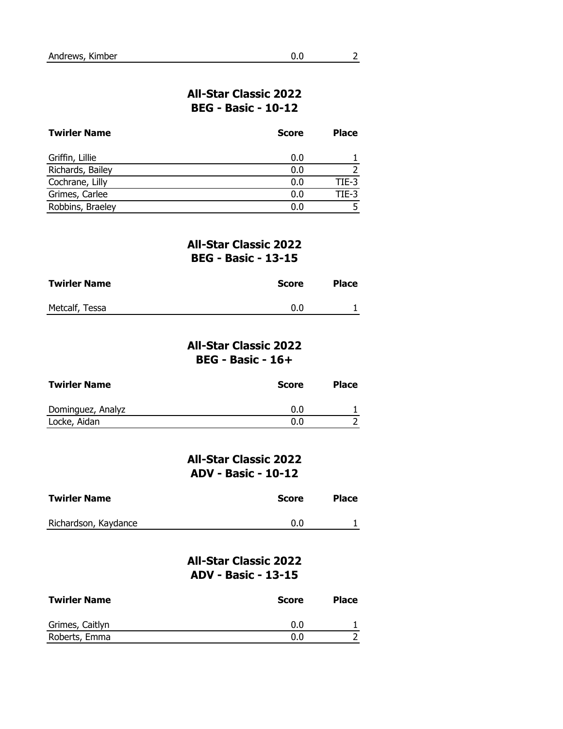| Andrews, Kimber | 0.0 | 2 |
|---|---|---|

## All-Star Classic 2022
## BEG - Basic - 10-12

| Twirler Name | Score | Place |
|---|---|---|
| Griffin, Lillie | 0.0 | 1 |
| Richards, Bailey | 0.0 | 2 |
| Cochrane, Lilly | 0.0 | TIE-3 |
| Grimes, Carlee | 0.0 | TIE-3 |
| Robbins, Braeley | 0.0 | 5 |

## All-Star Classic 2022
## BEG - Basic - 13-15

| Twirler Name | Score | Place |
|---|---|---|
| Metcalf, Tessa | 0.0 | 1 |

## All-Star Classic 2022
## BEG - Basic - 16+

| Twirler Name | Score | Place |
|---|---|---|
| Dominguez, Analyz | 0.0 | 1 |
| Locke, Aidan | 0.0 | 2 |

## All-Star Classic 2022
## ADV - Basic - 10-12

| Twirler Name | Score | Place |
|---|---|---|
| Richardson, Kaydance | 0.0 | 1 |

## All-Star Classic 2022
## ADV - Basic - 13-15

| Twirler Name | Score | Place |
|---|---|---|
| Grimes, Caitlyn | 0.0 | 1 |
| Roberts, Emma | 0.0 | 2 |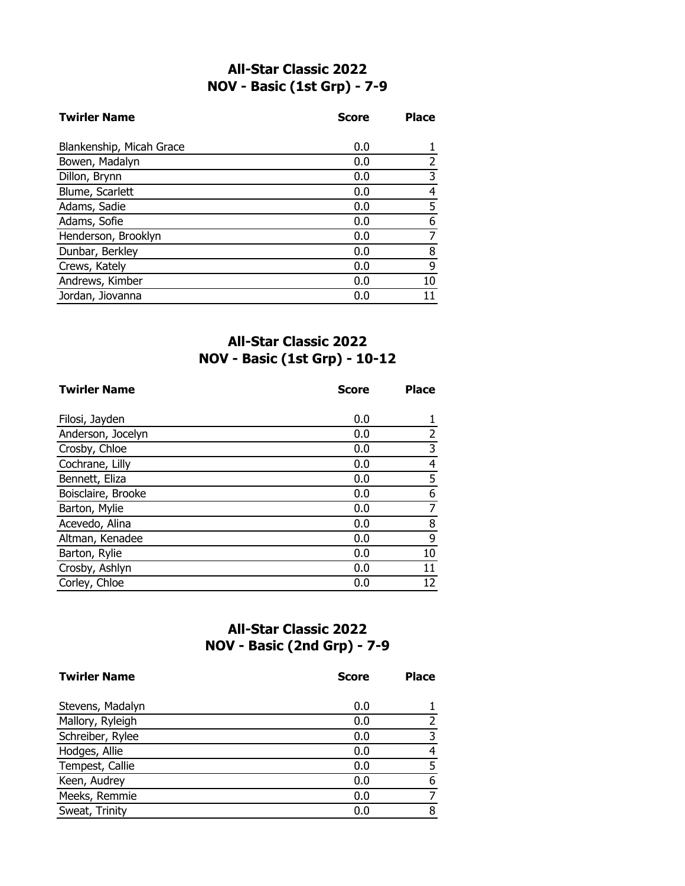## All-Star Classic 2022
## NOV - Basic (1st Grp) - 7-9

| Twirler Name | Score | Place |
|---|---|---|
| Blankenship, Micah Grace | 0.0 | 1 |
| Bowen, Madalyn | 0.0 | 2 |
| Dillon, Brynn | 0.0 | 3 |
| Blume, Scarlett | 0.0 | 4 |
| Adams, Sadie | 0.0 | 5 |
| Adams, Sofie | 0.0 | 6 |
| Henderson, Brooklyn | 0.0 | 7 |
| Dunbar, Berkley | 0.0 | 8 |
| Crews, Kately | 0.0 | 9 |
| Andrews, Kimber | 0.0 | 10 |
| Jordan, Jiovanna | 0.0 | 11 |

## All-Star Classic 2022
## NOV - Basic (1st Grp) - 10-12

| Twirler Name | Score | Place |
|---|---|---|
| Filosi, Jayden | 0.0 | 1 |
| Anderson, Jocelyn | 0.0 | 2 |
| Crosby, Chloe | 0.0 | 3 |
| Cochrane, Lilly | 0.0 | 4 |
| Bennett, Eliza | 0.0 | 5 |
| Boisclaire, Brooke | 0.0 | 6 |
| Barton, Mylie | 0.0 | 7 |
| Acevedo, Alina | 0.0 | 8 |
| Altman, Kenadee | 0.0 | 9 |
| Barton, Rylie | 0.0 | 10 |
| Crosby, Ashlyn | 0.0 | 11 |
| Corley, Chloe | 0.0 | 12 |

## All-Star Classic 2022
## NOV - Basic (2nd Grp) - 7-9

| Twirler Name | Score | Place |
|---|---|---|
| Stevens, Madalyn | 0.0 | 1 |
| Mallory, Ryleigh | 0.0 | 2 |
| Schreiber, Rylee | 0.0 | 3 |
| Hodges, Allie | 0.0 | 4 |
| Tempest, Callie | 0.0 | 5 |
| Keen, Audrey | 0.0 | 6 |
| Meeks, Remmie | 0.0 | 7 |
| Sweat, Trinity | 0.0 | 8 |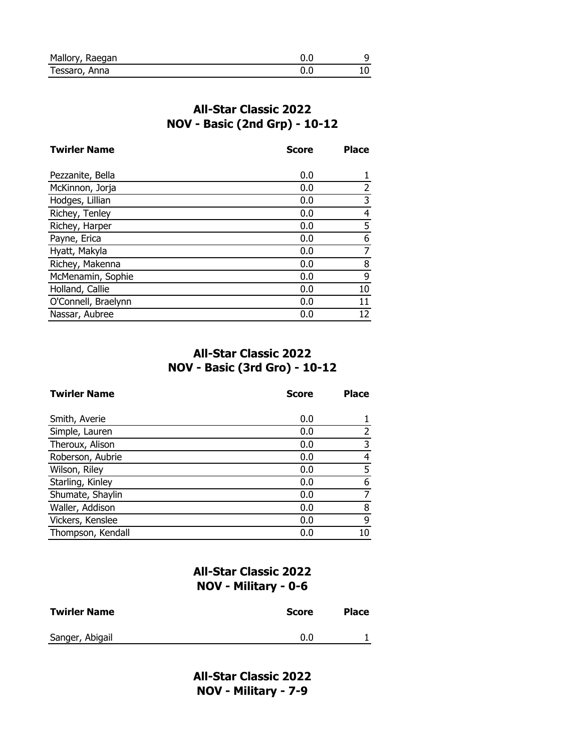| | | |
|---|---|---|
| Mallory, Raegan | 0.0 | 9 |
| Tessaro, Anna | 0.0 | 10 |

## All-Star Classic 2022
## NOV - Basic (2nd Grp) - 10-12

| Twirler Name | Score | Place |
|---|---|---|
| Pezzanite, Bella | 0.0 | 1 |
| McKinnon, Jorja | 0.0 | 2 |
| Hodges, Lillian | 0.0 | 3 |
| Richey, Tenley | 0.0 | 4 |
| Richey, Harper | 0.0 | 5 |
| Payne, Erica | 0.0 | 6 |
| Hyatt, Makyla | 0.0 | 7 |
| Richey, Makenna | 0.0 | 8 |
| McMenamin, Sophie | 0.0 | 9 |
| Holland, Callie | 0.0 | 10 |
| O'Connell, Braelynn | 0.0 | 11 |
| Nassar, Aubree | 0.0 | 12 |

## All-Star Classic 2022
## NOV - Basic (3rd Gro) - 10-12

| Twirler Name | Score | Place |
|---|---|---|
| Smith, Averie | 0.0 | 1 |
| Simple, Lauren | 0.0 | 2 |
| Theroux, Alison | 0.0 | 3 |
| Roberson, Aubrie | 0.0 | 4 |
| Wilson, Riley | 0.0 | 5 |
| Starling, Kinley | 0.0 | 6 |
| Shumate, Shaylin | 0.0 | 7 |
| Waller, Addison | 0.0 | 8 |
| Vickers, Kenslee | 0.0 | 9 |
| Thompson, Kendall | 0.0 | 10 |

## All-Star Classic 2022
## NOV - Military - 0-6

| Twirler Name | Score | Place |
|---|---|---|
| Sanger, Abigail | 0.0 | 1 |

## All-Star Classic 2022
## NOV - Military - 7-9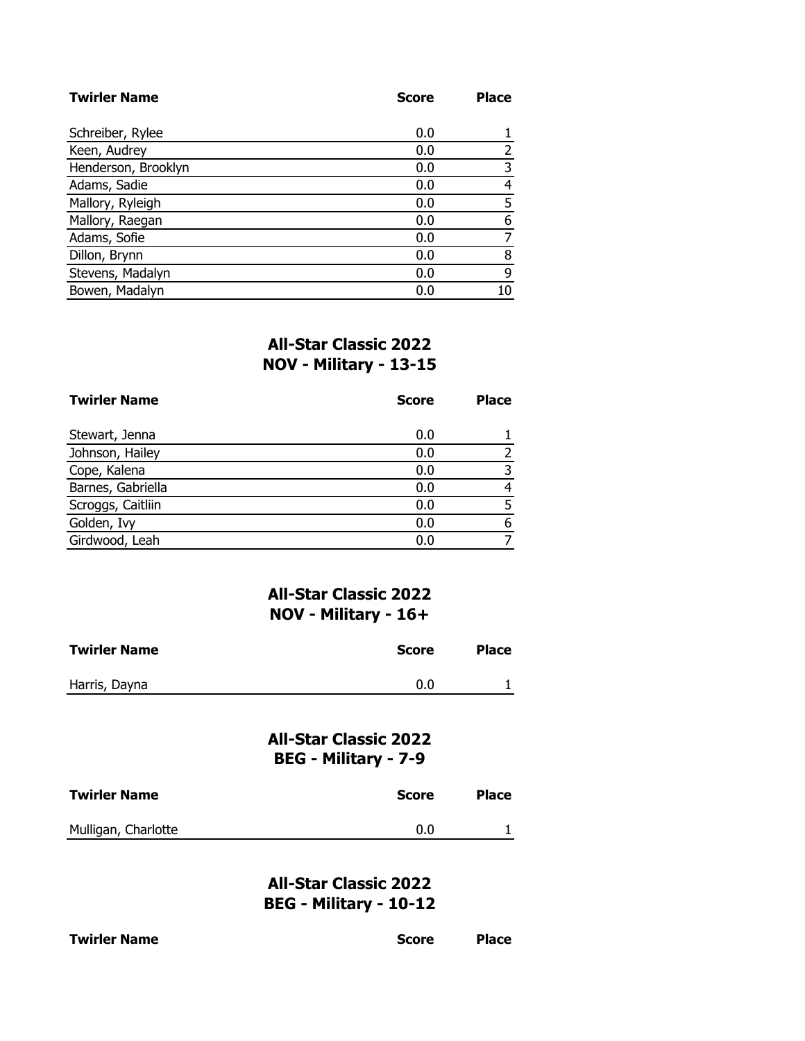| Twirler Name | Score | Place |
|---|---|---|
| Schreiber, Rylee | 0.0 | 1 |
| Keen, Audrey | 0.0 | 2 |
| Henderson, Brooklyn | 0.0 | 3 |
| Adams, Sadie | 0.0 | 4 |
| Mallory, Ryleigh | 0.0 | 5 |
| Mallory, Raegan | 0.0 | 6 |
| Adams, Sofie | 0.0 | 7 |
| Dillon, Brynn | 0.0 | 8 |
| Stevens, Madalyn | 0.0 | 9 |
| Bowen, Madalyn | 0.0 | 10 |

## All-Star Classic 2022
## NOV - Military - 13-15

| Twirler Name | Score | Place |
|---|---|---|
| Stewart, Jenna | 0.0 | 1 |
| Johnson, Hailey | 0.0 | 2 |
| Cope, Kalena | 0.0 | 3 |
| Barnes, Gabriella | 0.0 | 4 |
| Scroggs, Caitliin | 0.0 | 5 |
| Golden, Ivy | 0.0 | 6 |
| Girdwood, Leah | 0.0 | 7 |

## All-Star Classic 2022
## NOV - Military - 16+

| Twirler Name | Score | Place |
|---|---|---|
| Harris, Dayna | 0.0 | 1 |

## All-Star Classic 2022
## BEG - Military - 7-9

| Twirler Name | Score | Place |
|---|---|---|
| Mulligan, Charlotte | 0.0 | 1 |

## All-Star Classic 2022
## BEG - Military - 10-12

| Twirler Name | Score | Place |
|---|---|---|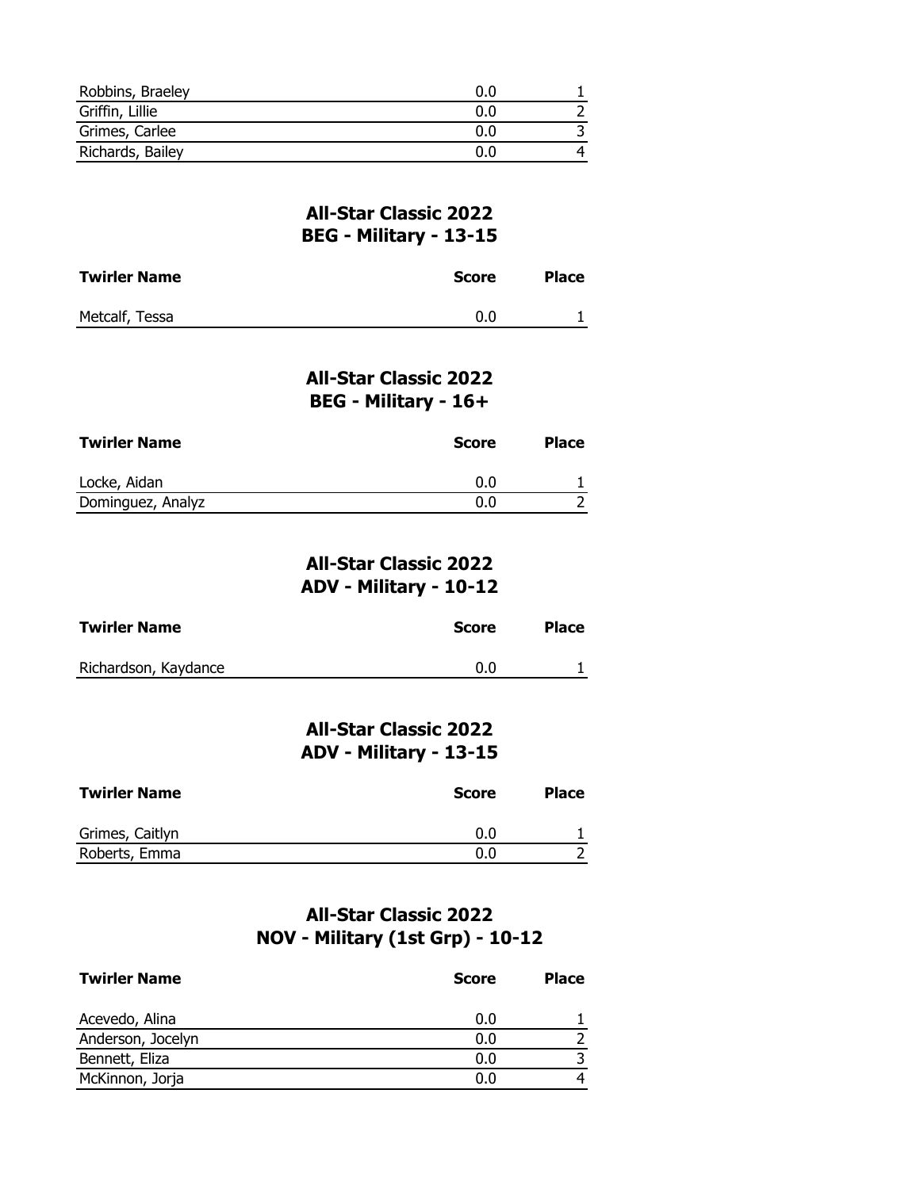| Twirler Name | Score | Place |
|---|---|---|
| Robbins, Braeley | 0.0 | 1 |
| Griffin, Lillie | 0.0 | 2 |
| Grimes, Carlee | 0.0 | 3 |
| Richards, Bailey | 0.0 | 4 |

## All-Star Classic 2022
## BEG - Military - 13-15

| Twirler Name | Score | Place |
|---|---|---|
| Metcalf, Tessa | 0.0 | 1 |

## All-Star Classic 2022
## BEG - Military - 16+

| Twirler Name | Score | Place |
|---|---|---|
| Locke, Aidan | 0.0 | 1 |
| Dominguez, Analyz | 0.0 | 2 |

## All-Star Classic 2022
## ADV - Military - 10-12

| Twirler Name | Score | Place |
|---|---|---|
| Richardson, Kaydance | 0.0 | 1 |

## All-Star Classic 2022
## ADV - Military - 13-15

| Twirler Name | Score | Place |
|---|---|---|
| Grimes, Caitlyn | 0.0 | 1 |
| Roberts, Emma | 0.0 | 2 |

## All-Star Classic 2022
## NOV - Military (1st Grp) - 10-12

| Twirler Name | Score | Place |
|---|---|---|
| Acevedo, Alina | 0.0 | 1 |
| Anderson, Jocelyn | 0.0 | 2 |
| Bennett, Eliza | 0.0 | 3 |
| McKinnon, Jorja | 0.0 | 4 |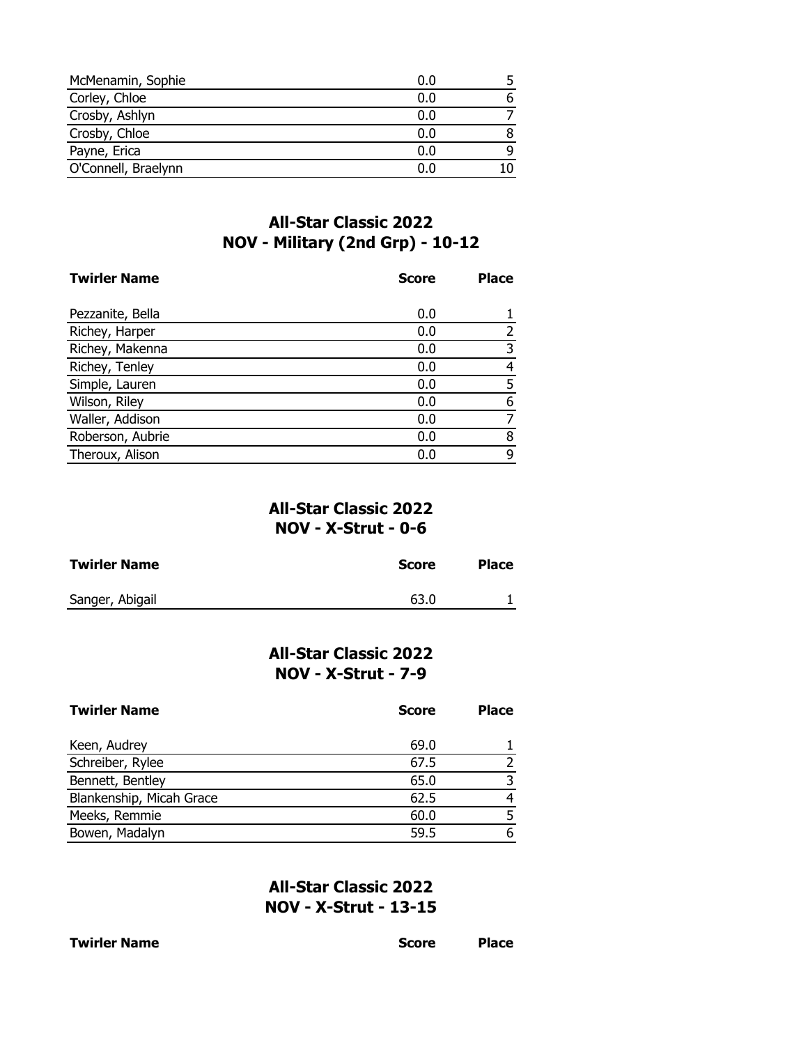| Twirler Name | Score | Place |
|---|---|---|
| McMenamin, Sophie | 0.0 | 5 |
| Corley, Chloe | 0.0 | 6 |
| Crosby, Ashlyn | 0.0 | 7 |
| Crosby, Chloe | 0.0 | 8 |
| Payne, Erica | 0.0 | 9 |
| O'Connell, Braelynn | 0.0 | 10 |

## All-Star Classic 2022
## NOV - Military (2nd Grp) - 10-12

| Twirler Name | Score | Place |
|---|---|---|
| Pezzanite, Bella | 0.0 | 1 |
| Richey, Harper | 0.0 | 2 |
| Richey, Makenna | 0.0 | 3 |
| Richey, Tenley | 0.0 | 4 |
| Simple, Lauren | 0.0 | 5 |
| Wilson, Riley | 0.0 | 6 |
| Waller, Addison | 0.0 | 7 |
| Roberson, Aubrie | 0.0 | 8 |
| Theroux, Alison | 0.0 | 9 |

## All-Star Classic 2022
## NOV - X-Strut - 0-6

| Twirler Name | Score | Place |
|---|---|---|
| Sanger, Abigail | 63.0 | 1 |

## All-Star Classic 2022
## NOV - X-Strut - 7-9

| Twirler Name | Score | Place |
|---|---|---|
| Keen, Audrey | 69.0 | 1 |
| Schreiber, Rylee | 67.5 | 2 |
| Bennett, Bentley | 65.0 | 3 |
| Blankenship, Micah Grace | 62.5 | 4 |
| Meeks, Remmie | 60.0 | 5 |
| Bowen, Madalyn | 59.5 | 6 |

## All-Star Classic 2022
## NOV - X-Strut - 13-15

| Twirler Name | Score | Place |
|---|---|---|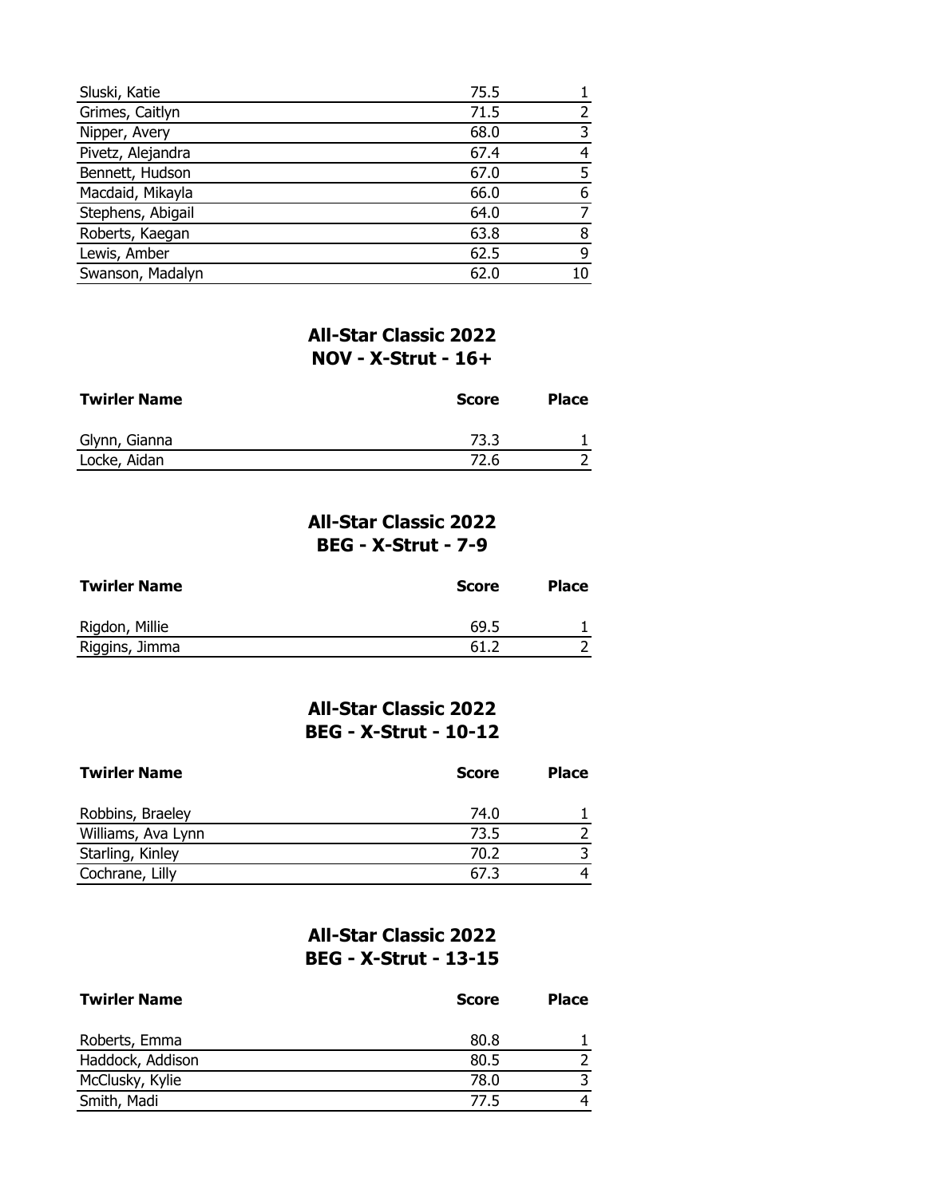| | | |
|---|---|---|
| Sluski, Katie | 75.5 | 1 |
| Grimes, Caitlyn | 71.5 | 2 |
| Nipper, Avery | 68.0 | 3 |
| Pivetz, Alejandra | 67.4 | 4 |
| Bennett, Hudson | 67.0 | 5 |
| Macdaid, Mikayla | 66.0 | 6 |
| Stephens, Abigail | 64.0 | 7 |
| Roberts, Kaegan | 63.8 | 8 |
| Lewis, Amber | 62.5 | 9 |
| Swanson, Madalyn | 62.0 | 10 |

## All-Star Classic 2022
## NOV - X-Strut - 16+

| Twirler Name | Score | Place |
|---|---|---|
| Glynn, Gianna | 73.3 | 1 |
| Locke, Aidan | 72.6 | 2 |

## All-Star Classic 2022
## BEG - X-Strut - 7-9

| Twirler Name | Score | Place |
|---|---|---|
| Rigdon, Millie | 69.5 | 1 |
| Riggins, Jimma | 61.2 | 2 |

## All-Star Classic 2022
## BEG - X-Strut - 10-12

| Twirler Name | Score | Place |
|---|---|---|
| Robbins, Braeley | 74.0 | 1 |
| Williams, Ava Lynn | 73.5 | 2 |
| Starling, Kinley | 70.2 | 3 |
| Cochrane, Lilly | 67.3 | 4 |

## All-Star Classic 2022
## BEG - X-Strut - 13-15

| Twirler Name | Score | Place |
|---|---|---|
| Roberts, Emma | 80.8 | 1 |
| Haddock, Addison | 80.5 | 2 |
| McClusky, Kylie | 78.0 | 3 |
| Smith, Madi | 77.5 | 4 |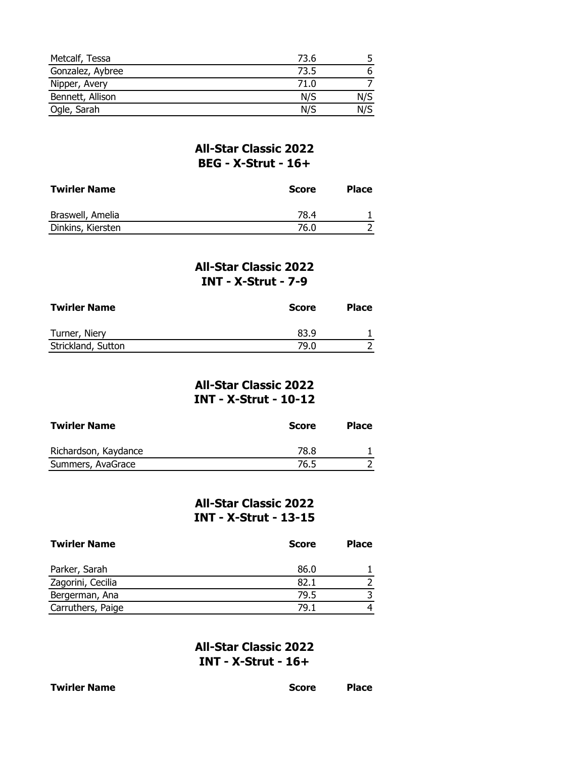| | | |
|---|---|---|
| Metcalf, Tessa | 73.6 | 5 |
| Gonzalez, Aybree | 73.5 | 6 |
| Nipper, Avery | 71.0 | 7 |
| Bennett, Allison | N/S | N/S |
| Ogle, Sarah | N/S | N/S |

## All-Star Classic 2022
## BEG - X-Strut - 16+

| Twirler Name | Score | Place |
|---|---|---|
| Braswell, Amelia | 78.4 | 1 |
| Dinkins, Kiersten | 76.0 | 2 |

## All-Star Classic 2022
## INT - X-Strut - 7-9

| Twirler Name | Score | Place |
|---|---|---|
| Turner, Niery | 83.9 | 1 |
| Strickland, Sutton | 79.0 | 2 |

## All-Star Classic 2022
## INT - X-Strut - 10-12

| Twirler Name | Score | Place |
|---|---|---|
| Richardson, Kaydance | 78.8 | 1 |
| Summers, AvaGrace | 76.5 | 2 |

## All-Star Classic 2022
## INT - X-Strut - 13-15

| Twirler Name | Score | Place |
|---|---|---|
| Parker, Sarah | 86.0 | 1 |
| Zagorini, Cecilia | 82.1 | 2 |
| Bergerman, Ana | 79.5 | 3 |
| Carruthers, Paige | 79.1 | 4 |

## All-Star Classic 2022
## INT - X-Strut - 16+

| Twirler Name | Score | Place |
|---|---|---|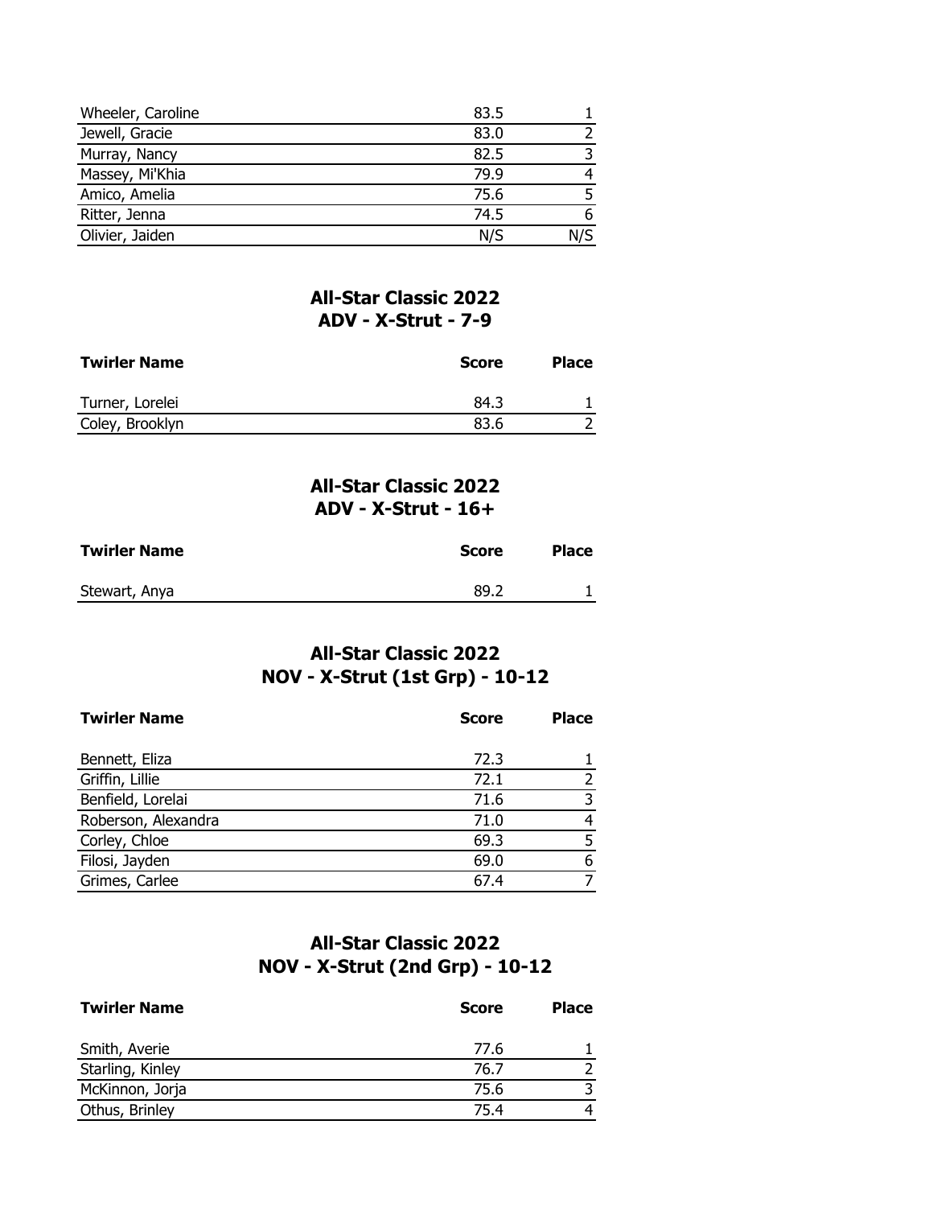| Twirler Name | Score | Place |
|---|---|---|
| Wheeler, Caroline | 83.5 | 1 |
| Jewell, Gracie | 83.0 | 2 |
| Murray, Nancy | 82.5 | 3 |
| Massey, Mi'Khia | 79.9 | 4 |
| Amico, Amelia | 75.6 | 5 |
| Ritter, Jenna | 74.5 | 6 |
| Olivier, Jaiden | N/S | N/S |

## All-Star Classic 2022
## ADV - X-Strut - 7-9

| Twirler Name | Score | Place |
|---|---|---|
| Turner, Lorelei | 84.3 | 1 |
| Coley, Brooklyn | 83.6 | 2 |

## All-Star Classic 2022
## ADV - X-Strut - 16+

| Twirler Name | Score | Place |
|---|---|---|
| Stewart, Anya | 89.2 | 1 |

## All-Star Classic 2022
## NOV - X-Strut (1st Grp) - 10-12

| Twirler Name | Score | Place |
|---|---|---|
| Bennett, Eliza | 72.3 | 1 |
| Griffin, Lillie | 72.1 | 2 |
| Benfield, Lorelai | 71.6 | 3 |
| Roberson, Alexandra | 71.0 | 4 |
| Corley, Chloe | 69.3 | 5 |
| Filosi, Jayden | 69.0 | 6 |
| Grimes, Carlee | 67.4 | 7 |

## All-Star Classic 2022
## NOV - X-Strut (2nd Grp) - 10-12

| Twirler Name | Score | Place |
|---|---|---|
| Smith, Averie | 77.6 | 1 |
| Starling, Kinley | 76.7 | 2 |
| McKinnon, Jorja | 75.6 | 3 |
| Othus, Brinley | 75.4 | 4 |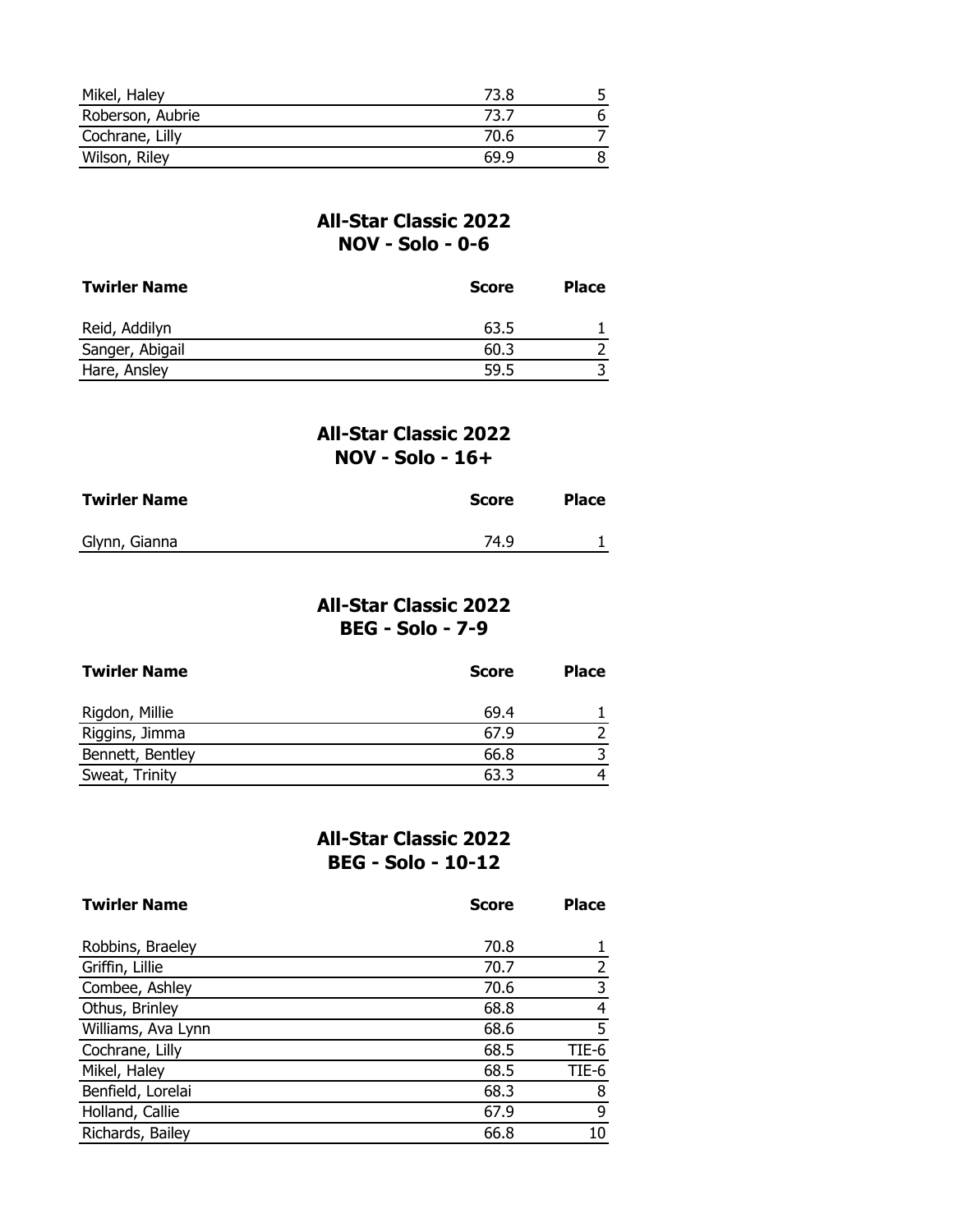| Mikel, Haley | 73.8 | 5 |
|---|---|---|
| Roberson, Aubrie | 73.7 | 6 |
| Cochrane, Lilly | 70.6 | 7 |
| Wilson, Riley | 69.9 | 8 |

## All-Star Classic 2022
## NOV - Solo - 0-6

| Twirler Name | Score | Place |
|---|---|---|
| Reid, Addilyn | 63.5 | 1 |
| Sanger, Abigail | 60.3 | 2 |
| Hare, Ansley | 59.5 | 3 |

## All-Star Classic 2022
## NOV - Solo - 16+

| Twirler Name | Score | Place |
|---|---|---|
| Glynn, Gianna | 74.9 | 1 |

## All-Star Classic 2022
## BEG - Solo - 7-9

| Twirler Name | Score | Place |
|---|---|---|
| Rigdon, Millie | 69.4 | 1 |
| Riggins, Jimma | 67.9 | 2 |
| Bennett, Bentley | 66.8 | 3 |
| Sweat, Trinity | 63.3 | 4 |

## All-Star Classic 2022
## BEG - Solo - 10-12

| Twirler Name | Score | Place |
|---|---|---|
| Robbins, Braeley | 70.8 | 1 |
| Griffin, Lillie | 70.7 | 2 |
| Combee, Ashley | 70.6 | 3 |
| Othus, Brinley | 68.8 | 4 |
| Williams, Ava Lynn | 68.6 | 5 |
| Cochrane, Lilly | 68.5 | TIE-6 |
| Mikel, Haley | 68.5 | TIE-6 |
| Benfield, Lorelai | 68.3 | 8 |
| Holland, Callie | 67.9 | 9 |
| Richards, Bailey | 66.8 | 10 |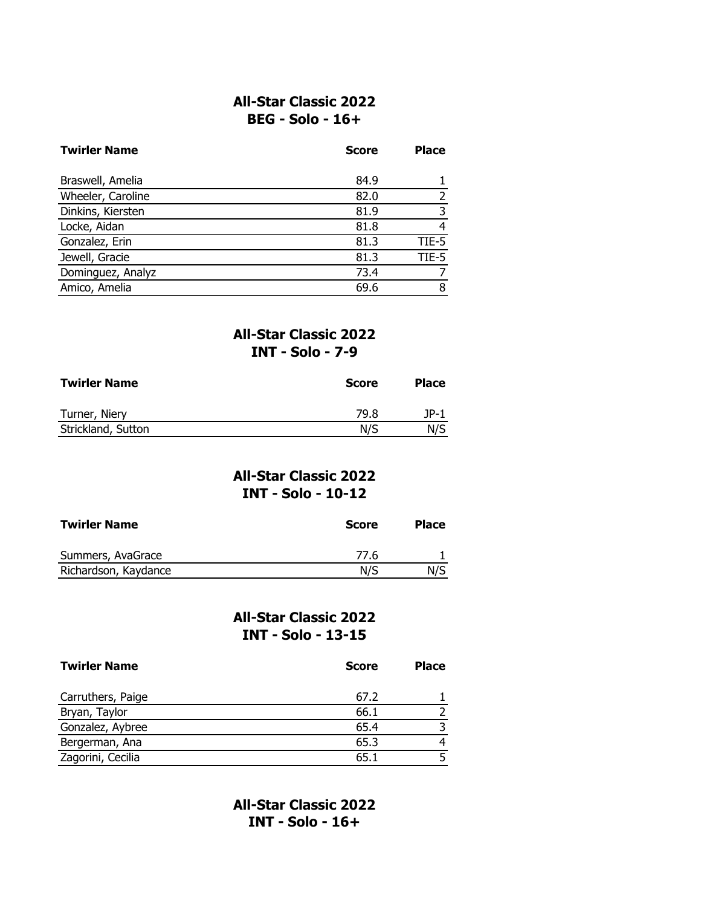## All-Star Classic 2022
## BEG - Solo - 16+

| Twirler Name | Score | Place |
|---|---|---|
| Braswell, Amelia | 84.9 | 1 |
| Wheeler, Caroline | 82.0 | 2 |
| Dinkins, Kiersten | 81.9 | 3 |
| Locke, Aidan | 81.8 | 4 |
| Gonzalez, Erin | 81.3 | TIE-5 |
| Jewell, Gracie | 81.3 | TIE-5 |
| Dominguez, Analyz | 73.4 | 7 |
| Amico, Amelia | 69.6 | 8 |

## All-Star Classic 2022
## INT - Solo - 7-9

| Twirler Name | Score | Place |
|---|---|---|
| Turner, Niery | 79.8 | JP-1 |
| Strickland, Sutton | N/S | N/S |

## All-Star Classic 2022
## INT - Solo - 10-12

| Twirler Name | Score | Place |
|---|---|---|
| Summers, AvaGrace | 77.6 | 1 |
| Richardson, Kaydance | N/S | N/S |

## All-Star Classic 2022
## INT - Solo - 13-15

| Twirler Name | Score | Place |
|---|---|---|
| Carruthers, Paige | 67.2 | 1 |
| Bryan, Taylor | 66.1 | 2 |
| Gonzalez, Aybree | 65.4 | 3 |
| Bergerman, Ana | 65.3 | 4 |
| Zagorini, Cecilia | 65.1 | 5 |

## All-Star Classic 2022
## INT - Solo - 16+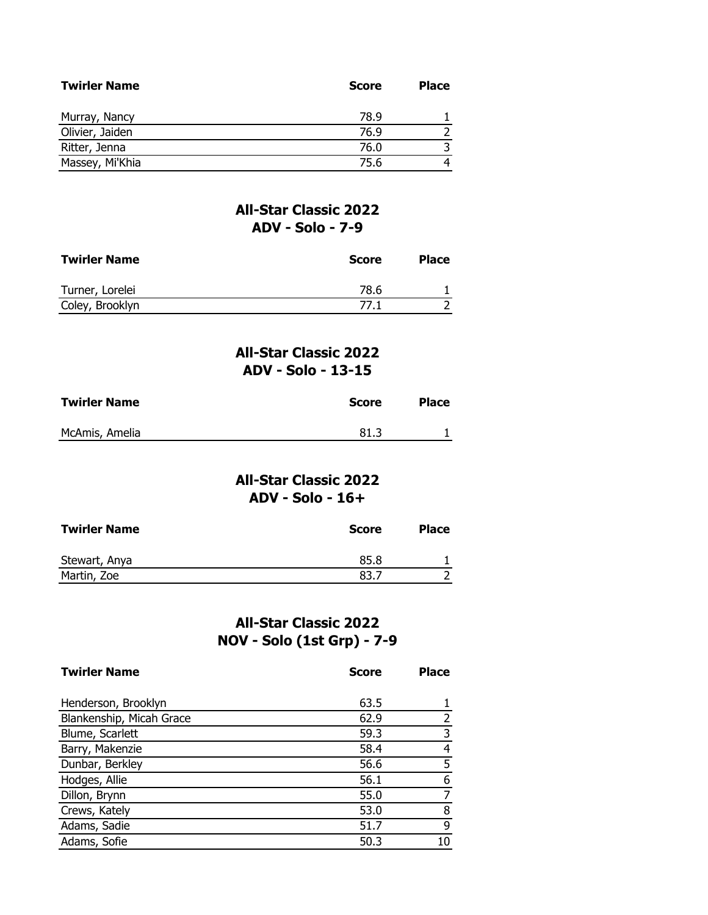| Twirler Name | Score | Place |
|---|---|---|
| Murray, Nancy | 78.9 | 1 |
| Olivier, Jaiden | 76.9 | 2 |
| Ritter, Jenna | 76.0 | 3 |
| Massey, Mi'Khia | 75.6 | 4 |

## All-Star Classic 2022
## ADV - Solo - 7-9

| Twirler Name | Score | Place |
|---|---|---|
| Turner, Lorelei | 78.6 | 1 |
| Coley, Brooklyn | 77.1 | 2 |

## All-Star Classic 2022
## ADV - Solo - 13-15

| Twirler Name | Score | Place |
|---|---|---|
| McAmis, Amelia | 81.3 | 1 |

## All-Star Classic 2022
## ADV - Solo - 16+

| Twirler Name | Score | Place |
|---|---|---|
| Stewart, Anya | 85.8 | 1 |
| Martin, Zoe | 83.7 | 2 |

## All-Star Classic 2022
## NOV - Solo (1st Grp) - 7-9

| Twirler Name | Score | Place |
|---|---|---|
| Henderson, Brooklyn | 63.5 | 1 |
| Blankenship, Micah Grace | 62.9 | 2 |
| Blume, Scarlett | 59.3 | 3 |
| Barry, Makenzie | 58.4 | 4 |
| Dunbar, Berkley | 56.6 | 5 |
| Hodges, Allie | 56.1 | 6 |
| Dillon, Brynn | 55.0 | 7 |
| Crews, Kately | 53.0 | 8 |
| Adams, Sadie | 51.7 | 9 |
| Adams, Sofie | 50.3 | 10 |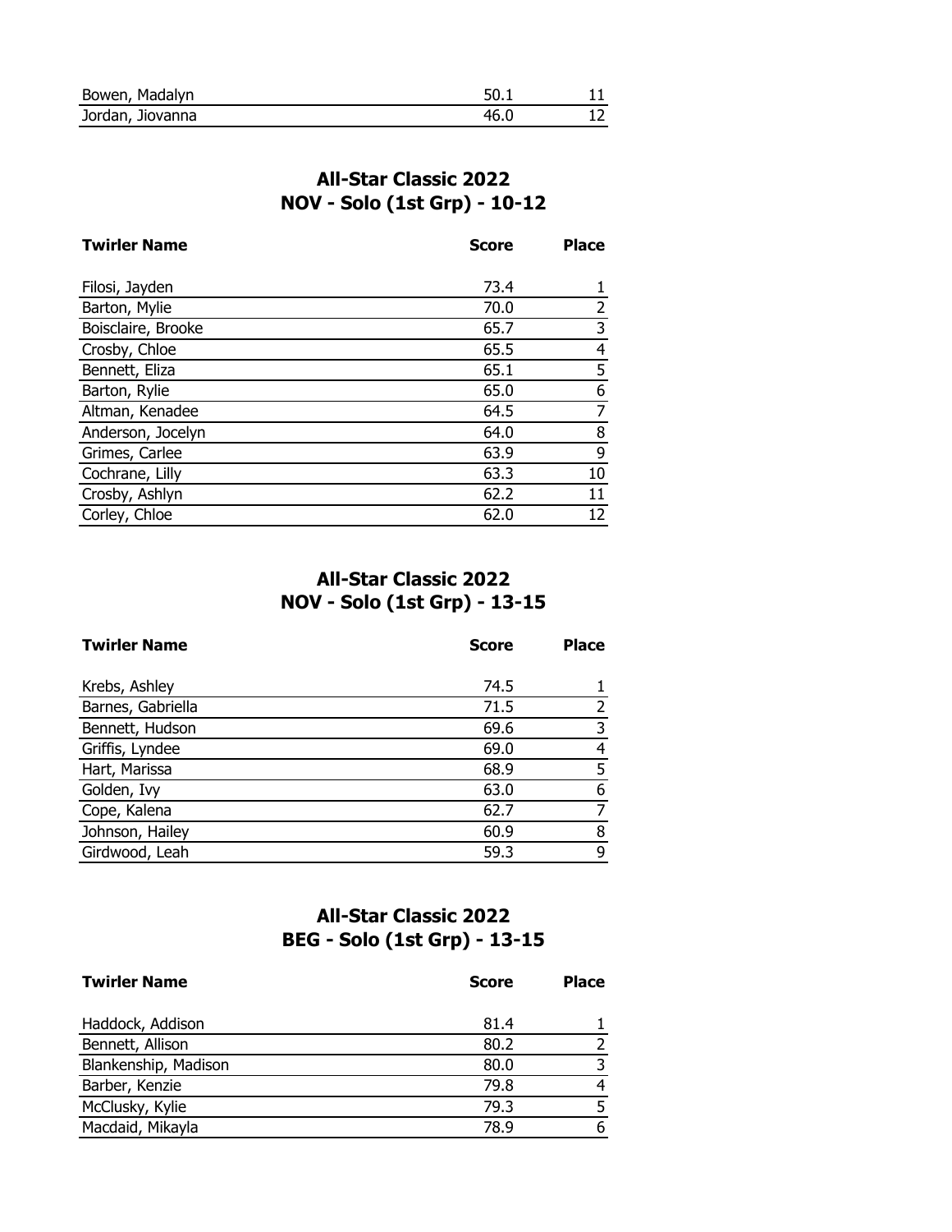| Bowen, Madalyn | 50.1 | 11 |
|---|---|---|
| Jordan, Jiovanna | 46.0 | 12 |

## All-Star Classic 2022
## NOV - Solo (1st Grp) - 10-12

| Twirler Name | Score | Place |
|---|---|---|
| Filosi, Jayden | 73.4 | 1 |
| Barton, Mylie | 70.0 | 2 |
| Boisclaire, Brooke | 65.7 | 3 |
| Crosby, Chloe | 65.5 | 4 |
| Bennett, Eliza | 65.1 | 5 |
| Barton, Rylie | 65.0 | 6 |
| Altman, Kenadee | 64.5 | 7 |
| Anderson, Jocelyn | 64.0 | 8 |
| Grimes, Carlee | 63.9 | 9 |
| Cochrane, Lilly | 63.3 | 10 |
| Crosby, Ashlyn | 62.2 | 11 |
| Corley, Chloe | 62.0 | 12 |

## All-Star Classic 2022
## NOV - Solo (1st Grp) - 13-15

| Twirler Name | Score | Place |
|---|---|---|
| Krebs, Ashley | 74.5 | 1 |
| Barnes, Gabriella | 71.5 | 2 |
| Bennett, Hudson | 69.6 | 3 |
| Griffis, Lyndee | 69.0 | 4 |
| Hart, Marissa | 68.9 | 5 |
| Golden, Ivy | 63.0 | 6 |
| Cope, Kalena | 62.7 | 7 |
| Johnson, Hailey | 60.9 | 8 |
| Girdwood, Leah | 59.3 | 9 |

## All-Star Classic 2022
## BEG - Solo (1st Grp) - 13-15

| Twirler Name | Score | Place |
|---|---|---|
| Haddock, Addison | 81.4 | 1 |
| Bennett, Allison | 80.2 | 2 |
| Blankenship, Madison | 80.0 | 3 |
| Barber, Kenzie | 79.8 | 4 |
| McClusky, Kylie | 79.3 | 5 |
| Macdaid, Mikayla | 78.9 | 6 |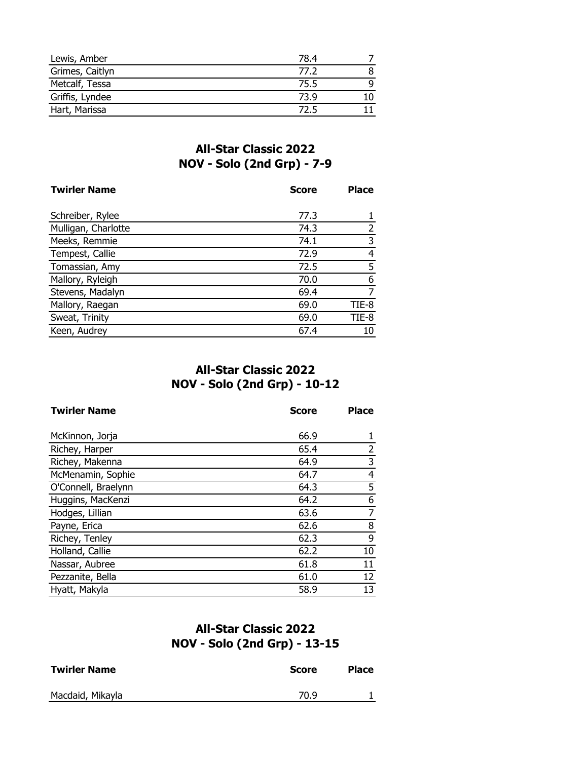| Twirler Name | Score | Place |
|---|---|---|
| Lewis, Amber | 78.4 | 7 |
| Grimes, Caitlyn | 77.2 | 8 |
| Metcalf, Tessa | 75.5 | 9 |
| Griffis, Lyndee | 73.9 | 10 |
| Hart, Marissa | 72.5 | 11 |

## All-Star Classic 2022
## NOV - Solo (2nd Grp) - 7-9

| Twirler Name | Score | Place |
|---|---|---|
| Schreiber, Rylee | 77.3 | 1 |
| Mulligan, Charlotte | 74.3 | 2 |
| Meeks, Remmie | 74.1 | 3 |
| Tempest, Callie | 72.9 | 4 |
| Tomassian, Amy | 72.5 | 5 |
| Mallory, Ryleigh | 70.0 | 6 |
| Stevens, Madalyn | 69.4 | 7 |
| Mallory, Raegan | 69.0 | TIE-8 |
| Sweat, Trinity | 69.0 | TIE-8 |
| Keen, Audrey | 67.4 | 10 |

## All-Star Classic 2022
## NOV - Solo (2nd Grp) - 10-12

| Twirler Name | Score | Place |
|---|---|---|
| McKinnon, Jorja | 66.9 | 1 |
| Richey, Harper | 65.4 | 2 |
| Richey, Makenna | 64.9 | 3 |
| McMenamin, Sophie | 64.7 | 4 |
| O'Connell, Braelynn | 64.3 | 5 |
| Huggins, MacKenzi | 64.2 | 6 |
| Hodges, Lillian | 63.6 | 7 |
| Payne, Erica | 62.6 | 8 |
| Richey, Tenley | 62.3 | 9 |
| Holland, Callie | 62.2 | 10 |
| Nassar, Aubree | 61.8 | 11 |
| Pezzanite, Bella | 61.0 | 12 |
| Hyatt, Makyla | 58.9 | 13 |

## All-Star Classic 2022
## NOV - Solo (2nd Grp) - 13-15

| Twirler Name | Score | Place |
|---|---|---|
| Macdaid, Mikayla | 70.9 | 1 |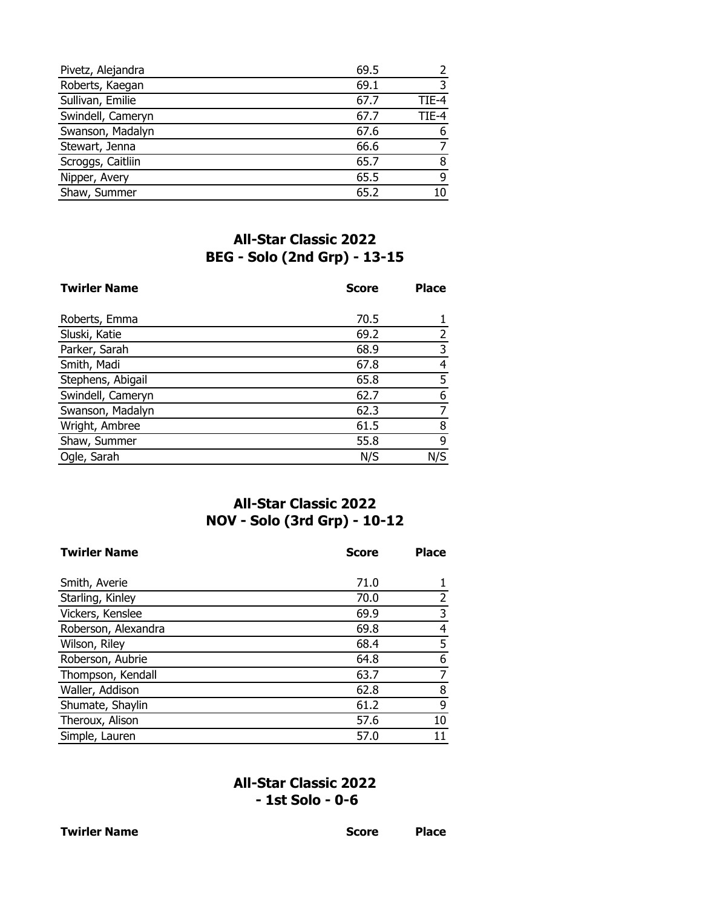| | | |
|---|---|---|
| Pivetz, Alejandra | 69.5 | 2 |
| Roberts, Kaegan | 69.1 | 3 |
| Sullivan, Emilie | 67.7 | TIE-4 |
| Swindell, Cameryn | 67.7 | TIE-4 |
| Swanson, Madalyn | 67.6 | 6 |
| Stewart, Jenna | 66.6 | 7 |
| Scroggs, Caitliin | 65.7 | 8 |
| Nipper, Avery | 65.5 | 9 |
| Shaw, Summer | 65.2 | 10 |

## All-Star Classic 2022
## BEG - Solo (2nd Grp) - 13-15

| Twirler Name | Score | Place |
|---|---|---|
| Roberts, Emma | 70.5 | 1 |
| Sluski, Katie | 69.2 | 2 |
| Parker, Sarah | 68.9 | 3 |
| Smith, Madi | 67.8 | 4 |
| Stephens, Abigail | 65.8 | 5 |
| Swindell, Cameryn | 62.7 | 6 |
| Swanson, Madalyn | 62.3 | 7 |
| Wright, Ambree | 61.5 | 8 |
| Shaw, Summer | 55.8 | 9 |
| Ogle, Sarah | N/S | N/S |

## All-Star Classic 2022
## NOV - Solo (3rd Grp) - 10-12

| Twirler Name | Score | Place |
|---|---|---|
| Smith, Averie | 71.0 | 1 |
| Starling, Kinley | 70.0 | 2 |
| Vickers, Kenslee | 69.9 | 3 |
| Roberson, Alexandra | 69.8 | 4 |
| Wilson, Riley | 68.4 | 5 |
| Roberson, Aubrie | 64.8 | 6 |
| Thompson, Kendall | 63.7 | 7 |
| Waller, Addison | 62.8 | 8 |
| Shumate, Shaylin | 61.2 | 9 |
| Theroux, Alison | 57.6 | 10 |
| Simple, Lauren | 57.0 | 11 |

## All-Star Classic 2022
## - 1st Solo - 0-6

| Twirler Name | Score | Place |
|---|---|---|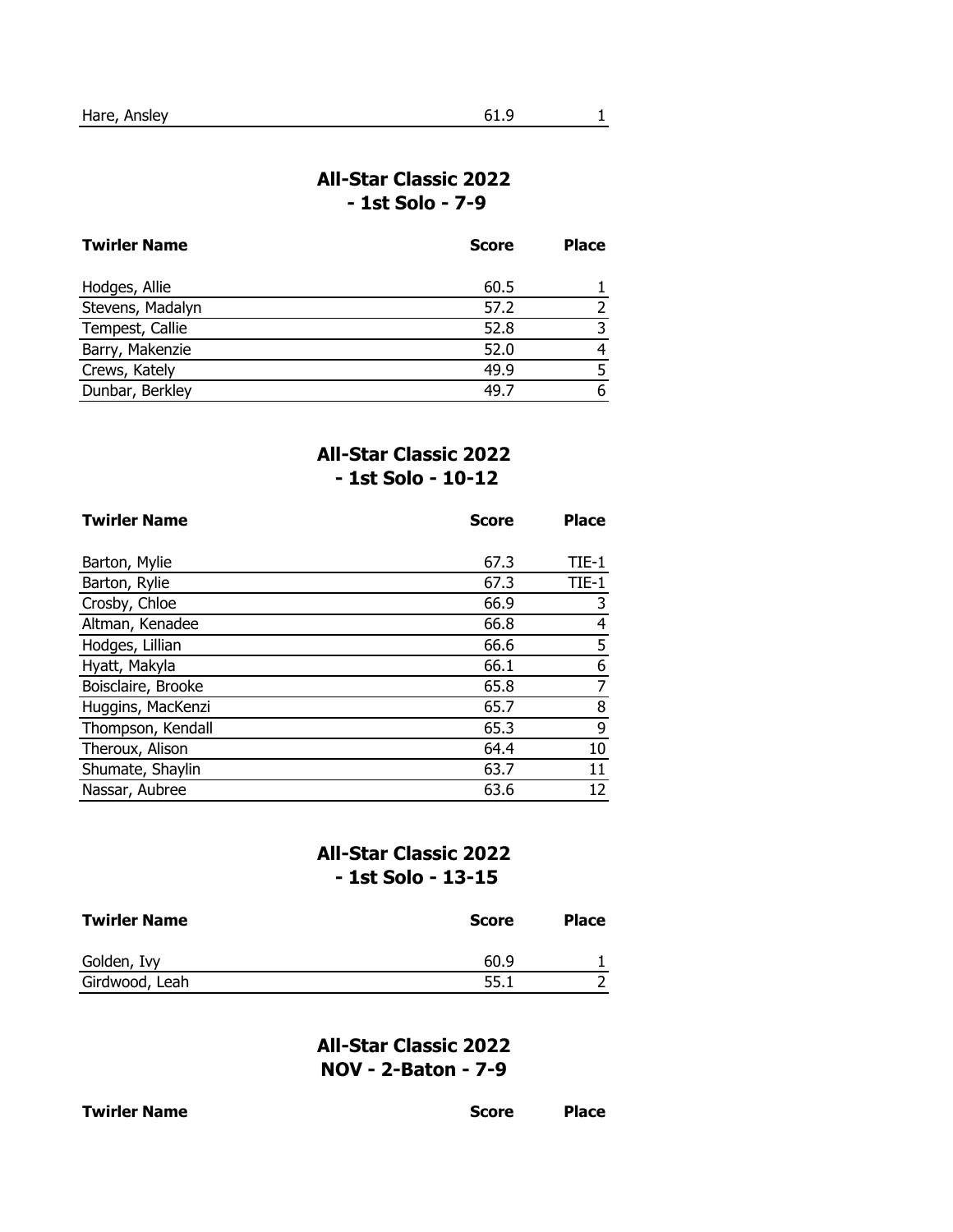| Hare, Ansley | 61.9 | 1 |
|---|---|---|

## All-Star Classic 2022
## - 1st Solo - 7-9

| Twirler Name | Score | Place |
|---|---|---|
| Hodges, Allie | 60.5 | 1 |
| Stevens, Madalyn | 57.2 | 2 |
| Tempest, Callie | 52.8 | 3 |
| Barry, Makenzie | 52.0 | 4 |
| Crews, Kately | 49.9 | 5 |
| Dunbar, Berkley | 49.7 | 6 |

## All-Star Classic 2022
## - 1st Solo - 10-12

| Twirler Name | Score | Place |
|---|---|---|
| Barton, Mylie | 67.3 | TIE-1 |
| Barton, Rylie | 67.3 | TIE-1 |
| Crosby, Chloe | 66.9 | 3 |
| Altman, Kenadee | 66.8 | 4 |
| Hodges, Lillian | 66.6 | 5 |
| Hyatt, Makyla | 66.1 | 6 |
| Boisclaire, Brooke | 65.8 | 7 |
| Huggins, MacKenzi | 65.7 | 8 |
| Thompson, Kendall | 65.3 | 9 |
| Theroux, Alison | 64.4 | 10 |
| Shumate, Shaylin | 63.7 | 11 |
| Nassar, Aubree | 63.6 | 12 |

## All-Star Classic 2022
## - 1st Solo - 13-15

| Twirler Name | Score | Place |
|---|---|---|
| Golden, Ivy | 60.9 | 1 |
| Girdwood, Leah | 55.1 | 2 |

## All-Star Classic 2022
## NOV - 2-Baton - 7-9

| Twirler Name | Score | Place |
|---|---|---|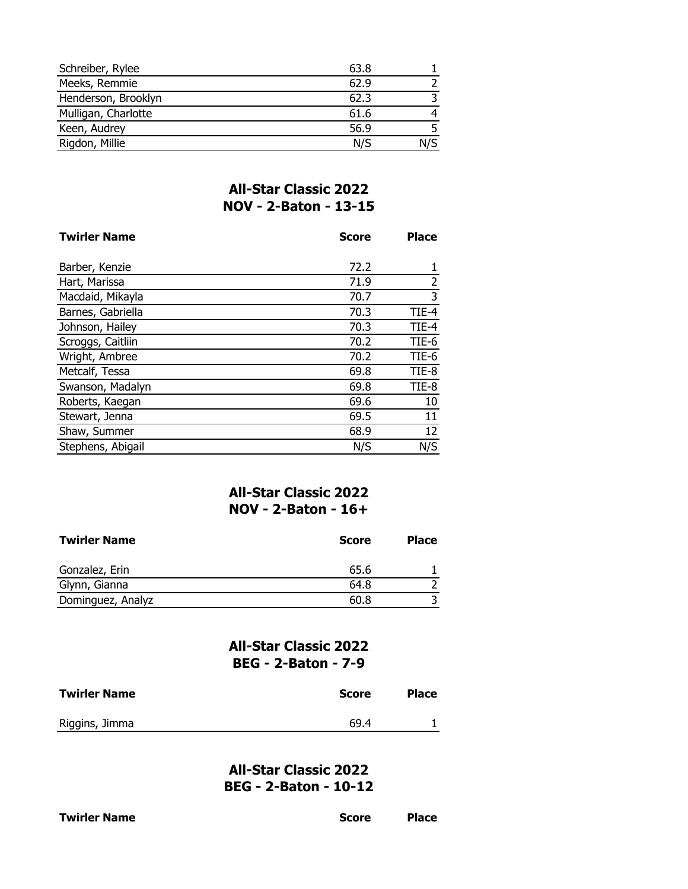| | | |
|---|---|---|
| Schreiber, Rylee | 63.8 | 1 |
| Meeks, Remmie | 62.9 | 2 |
| Henderson, Brooklyn | 62.3 | 3 |
| Mulligan, Charlotte | 61.6 | 4 |
| Keen, Audrey | 56.9 | 5 |
| Rigdon, Millie | N/S | N/S |

## All-Star Classic 2022
## NOV - 2-Baton - 13-15

| Twirler Name | Score | Place |
|---|---|---|
| Barber, Kenzie | 72.2 | 1 |
| Hart, Marissa | 71.9 | 2 |
| Macdaid, Mikayla | 70.7 | 3 |
| Barnes, Gabriella | 70.3 | TIE-4 |
| Johnson, Hailey | 70.3 | TIE-4 |
| Scroggs, Caitliin | 70.2 | TIE-6 |
| Wright, Ambree | 70.2 | TIE-6 |
| Metcalf, Tessa | 69.8 | TIE-8 |
| Swanson, Madalyn | 69.8 | TIE-8 |
| Roberts, Kaegan | 69.6 | 10 |
| Stewart, Jenna | 69.5 | 11 |
| Shaw, Summer | 68.9 | 12 |
| Stephens, Abigail | N/S | N/S |

## All-Star Classic 2022
## NOV - 2-Baton - 16+

| Twirler Name | Score | Place |
|---|---|---|
| Gonzalez, Erin | 65.6 | 1 |
| Glynn, Gianna | 64.8 | 2 |
| Dominguez, Analyz | 60.8 | 3 |

## All-Star Classic 2022
## BEG - 2-Baton - 7-9

| Twirler Name | Score | Place |
|---|---|---|
| Riggins, Jimma | 69.4 | 1 |

## All-Star Classic 2022
## BEG - 2-Baton - 10-12

| Twirler Name | Score | Place |
|---|---|---|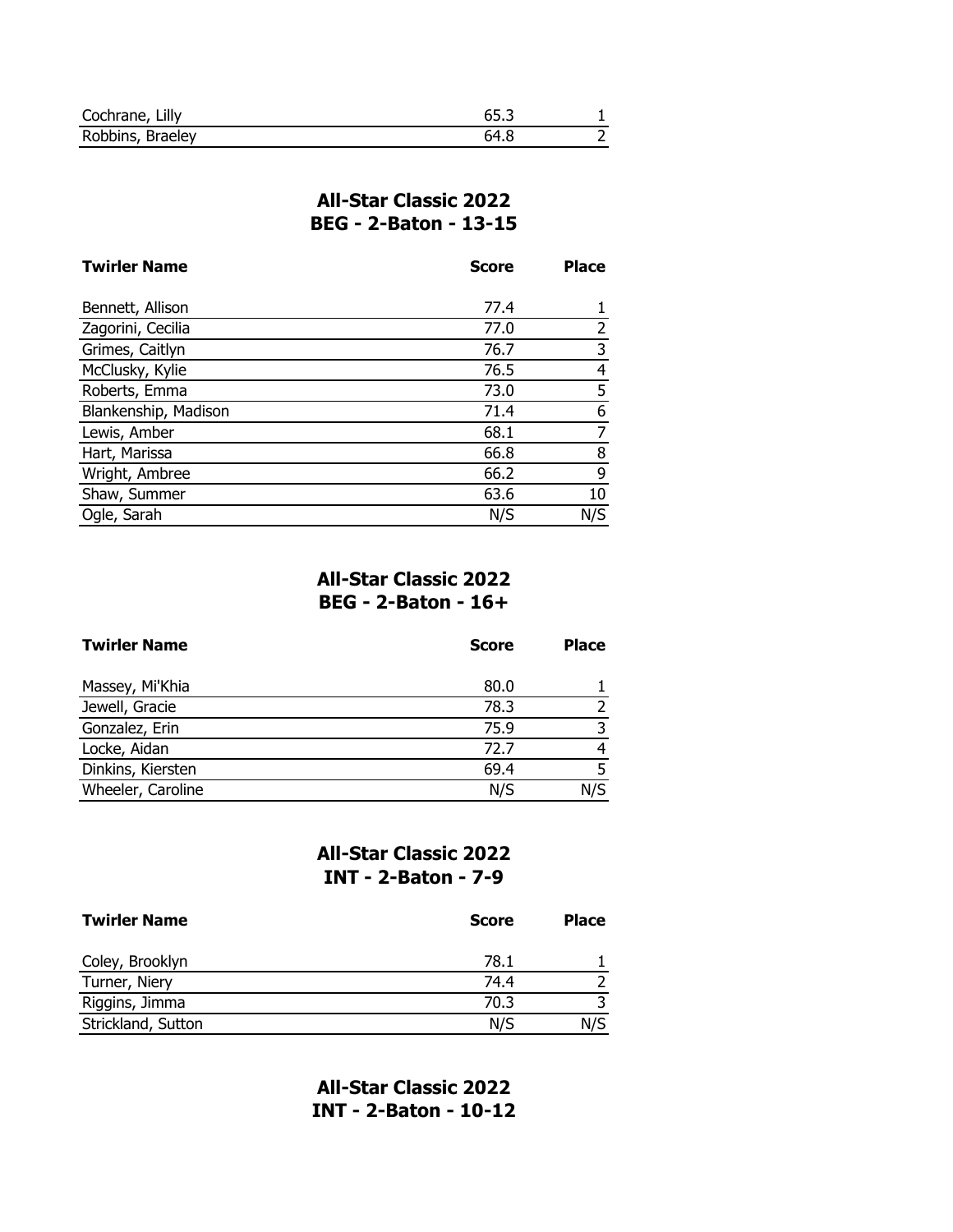| | | |
|---|---|---|
| Cochrane, Lilly | 65.3 | 1 |
| Robbins, Braeley | 64.8 | 2 |

## All-Star Classic 2022
## BEG - 2-Baton - 13-15

| Twirler Name | Score | Place |
|---|---|---|
| Bennett, Allison | 77.4 | 1 |
| Zagorini, Cecilia | 77.0 | 2 |
| Grimes, Caitlyn | 76.7 | 3 |
| McClusky, Kylie | 76.5 | 4 |
| Roberts, Emma | 73.0 | 5 |
| Blankenship, Madison | 71.4 | 6 |
| Lewis, Amber | 68.1 | 7 |
| Hart, Marissa | 66.8 | 8 |
| Wright, Ambree | 66.2 | 9 |
| Shaw, Summer | 63.6 | 10 |
| Ogle, Sarah | N/S | N/S |

## All-Star Classic 2022
## BEG - 2-Baton - 16+

| Twirler Name | Score | Place |
|---|---|---|
| Massey, Mi'Khia | 80.0 | 1 |
| Jewell, Gracie | 78.3 | 2 |
| Gonzalez, Erin | 75.9 | 3 |
| Locke, Aidan | 72.7 | 4 |
| Dinkins, Kiersten | 69.4 | 5 |
| Wheeler, Caroline | N/S | N/S |

## All-Star Classic 2022
## INT - 2-Baton - 7-9

| Twirler Name | Score | Place |
|---|---|---|
| Coley, Brooklyn | 78.1 | 1 |
| Turner, Niery | 74.4 | 2 |
| Riggins, Jimma | 70.3 | 3 |
| Strickland, Sutton | N/S | N/S |

## All-Star Classic 2022
## INT - 2-Baton - 10-12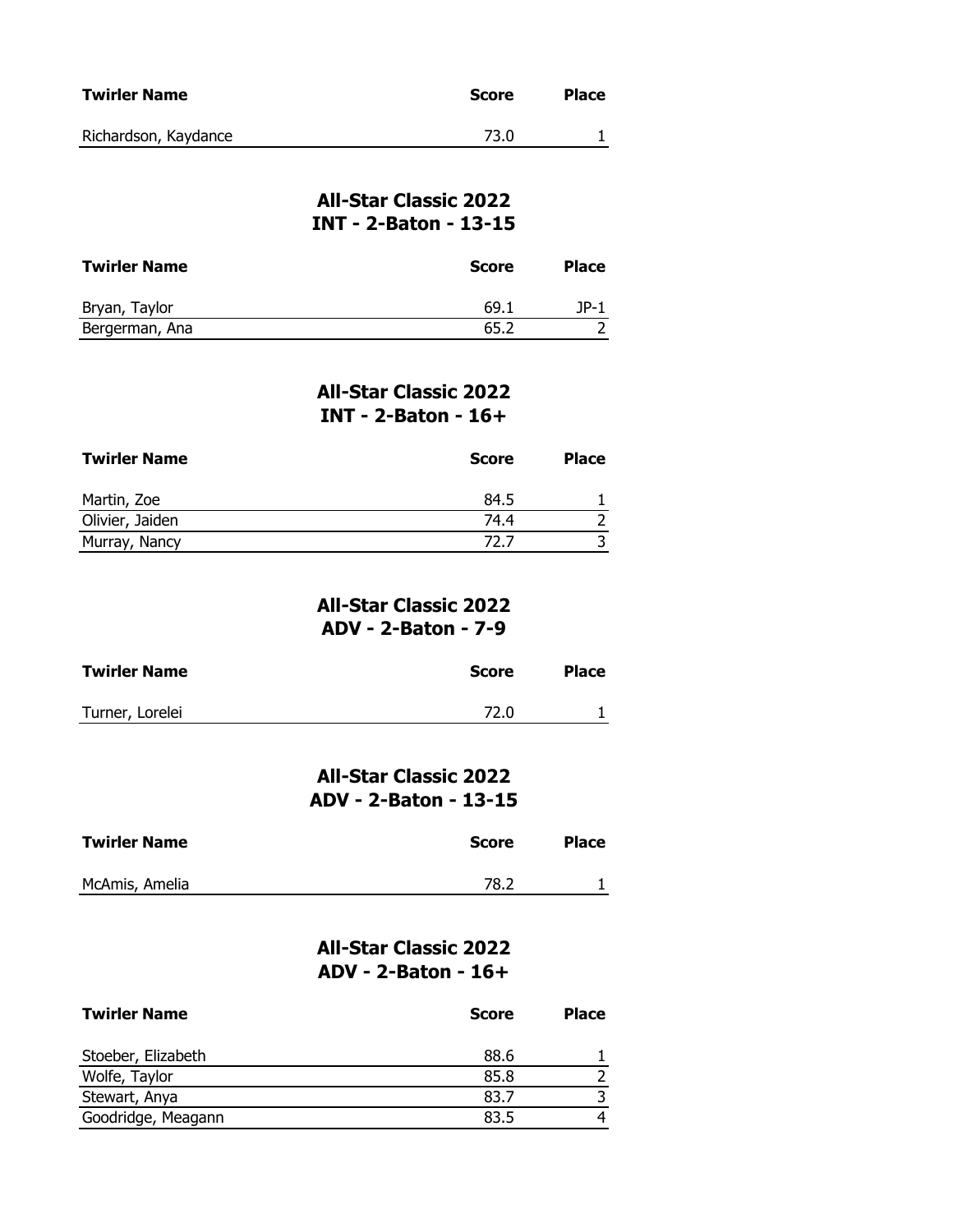| Twirler Name | Score | Place |
|---|---|---|
| Richardson, Kaydance | 73.0 | 1 |

## All-Star Classic 2022
## INT - 2-Baton - 13-15

| Twirler Name | Score | Place |
|---|---|---|
| Bryan, Taylor | 69.1 | JP-1 |
| Bergerman, Ana | 65.2 | 2 |

## All-Star Classic 2022
## INT - 2-Baton - 16+

| Twirler Name | Score | Place |
|---|---|---|
| Martin, Zoe | 84.5 | 1 |
| Olivier, Jaiden | 74.4 | 2 |
| Murray, Nancy | 72.7 | 3 |

## All-Star Classic 2022
## ADV - 2-Baton - 7-9

| Twirler Name | Score | Place |
|---|---|---|
| Turner, Lorelei | 72.0 | 1 |

## All-Star Classic 2022
## ADV - 2-Baton - 13-15

| Twirler Name | Score | Place |
|---|---|---|
| McAmis, Amelia | 78.2 | 1 |

## All-Star Classic 2022
## ADV - 2-Baton - 16+

| Twirler Name | Score | Place |
|---|---|---|
| Stoeber, Elizabeth | 88.6 | 1 |
| Wolfe, Taylor | 85.8 | 2 |
| Stewart, Anya | 83.7 | 3 |
| Goodridge, Meagann | 83.5 | 4 |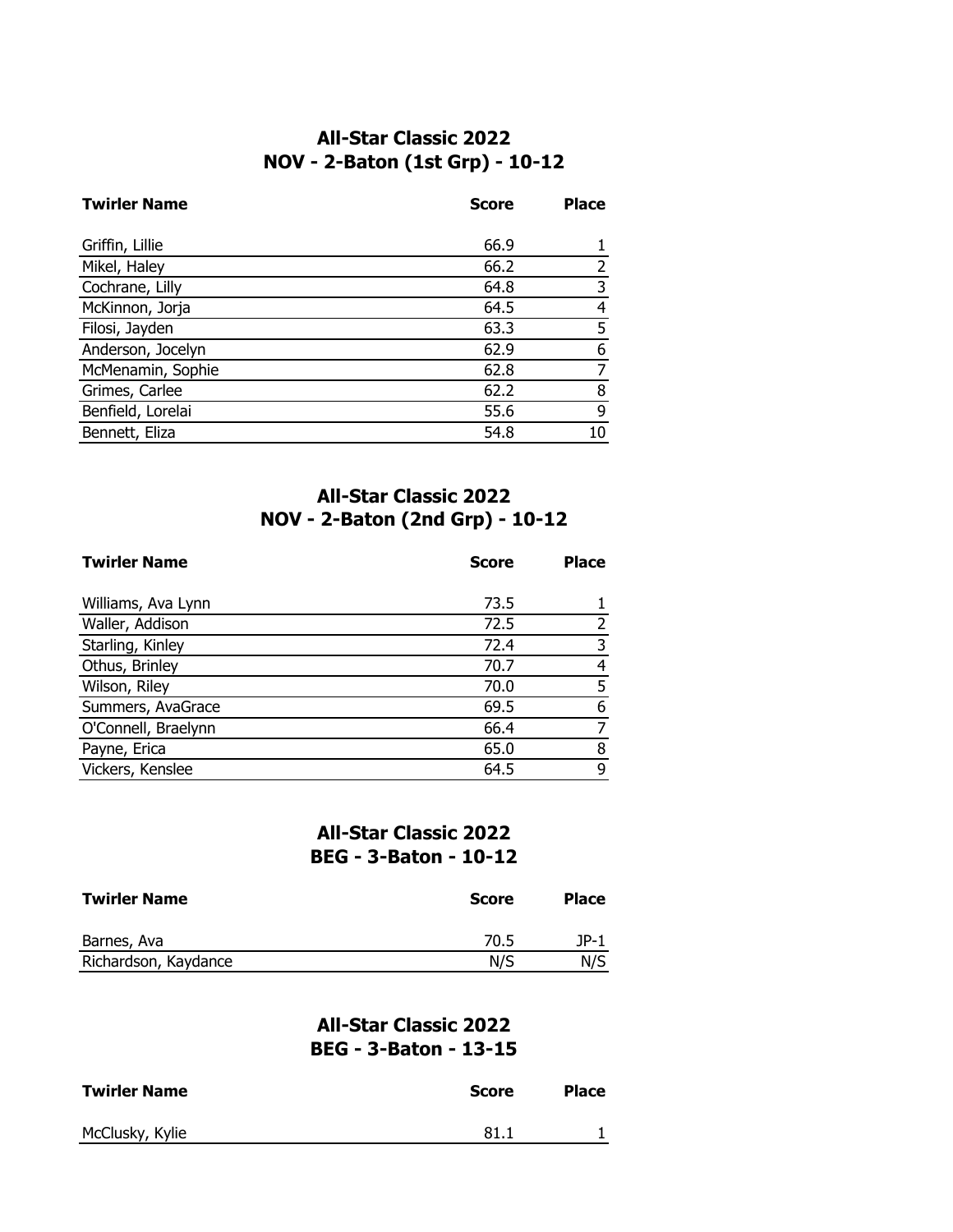## All-Star Classic 2022
## NOV - 2-Baton (1st Grp) - 10-12

| Twirler Name | Score | Place |
|---|---|---|
| Griffin, Lillie | 66.9 | 1 |
| Mikel, Haley | 66.2 | 2 |
| Cochrane, Lilly | 64.8 | 3 |
| McKinnon, Jorja | 64.5 | 4 |
| Filosi, Jayden | 63.3 | 5 |
| Anderson, Jocelyn | 62.9 | 6 |
| McMenamin, Sophie | 62.8 | 7 |
| Grimes, Carlee | 62.2 | 8 |
| Benfield, Lorelai | 55.6 | 9 |
| Bennett, Eliza | 54.8 | 10 |

## All-Star Classic 2022
## NOV - 2-Baton (2nd Grp) - 10-12

| Twirler Name | Score | Place |
|---|---|---|
| Williams, Ava Lynn | 73.5 | 1 |
| Waller, Addison | 72.5 | 2 |
| Starling, Kinley | 72.4 | 3 |
| Othus, Brinley | 70.7 | 4 |
| Wilson, Riley | 70.0 | 5 |
| Summers, AvaGrace | 69.5 | 6 |
| O'Connell, Braelynn | 66.4 | 7 |
| Payne, Erica | 65.0 | 8 |
| Vickers, Kenslee | 64.5 | 9 |

## All-Star Classic 2022
## BEG - 3-Baton - 10-12

| Twirler Name | Score | Place |
|---|---|---|
| Barnes, Ava | 70.5 | JP-1 |
| Richardson, Kaydance | N/S | N/S |

## All-Star Classic 2022
## BEG - 3-Baton - 13-15

| Twirler Name | Score | Place |
|---|---|---|
| McClusky, Kylie | 81.1 | 1 |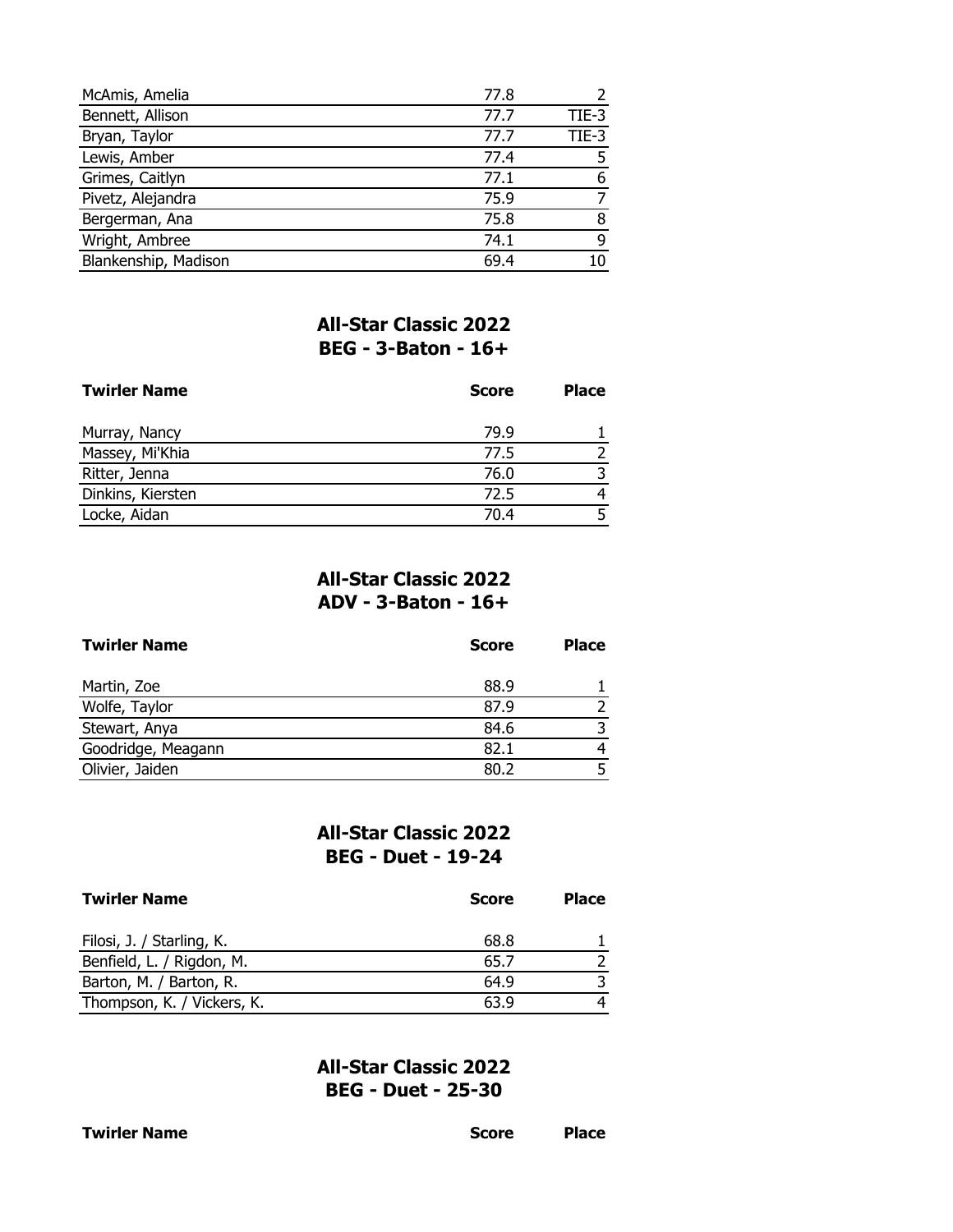| | | |
|---|---|---|
| McAmis, Amelia | 77.8 | 2 |
| Bennett, Allison | 77.7 | TIE-3 |
| Bryan, Taylor | 77.7 | TIE-3 |
| Lewis, Amber | 77.4 | 5 |
| Grimes, Caitlyn | 77.1 | 6 |
| Pivetz, Alejandra | 75.9 | 7 |
| Bergerman, Ana | 75.8 | 8 |
| Wright, Ambree | 74.1 | 9 |
| Blankenship, Madison | 69.4 | 10 |

## All-Star Classic 2022
## BEG - 3-Baton - 16+

| Twirler Name | Score | Place |
|---|---|---|
| Murray, Nancy | 79.9 | 1 |
| Massey, Mi'Khia | 77.5 | 2 |
| Ritter, Jenna | 76.0 | 3 |
| Dinkins, Kiersten | 72.5 | 4 |
| Locke, Aidan | 70.4 | 5 |

## All-Star Classic 2022
## ADV - 3-Baton - 16+

| Twirler Name | Score | Place |
|---|---|---|
| Martin, Zoe | 88.9 | 1 |
| Wolfe, Taylor | 87.9 | 2 |
| Stewart, Anya | 84.6 | 3 |
| Goodridge, Meagann | 82.1 | 4 |
| Olivier, Jaiden | 80.2 | 5 |

## All-Star Classic 2022
## BEG - Duet - 19-24

| Twirler Name | Score | Place |
|---|---|---|
| Filosi, J. / Starling, K. | 68.8 | 1 |
| Benfield, L. / Rigdon, M. | 65.7 | 2 |
| Barton, M. / Barton, R. | 64.9 | 3 |
| Thompson, K. / Vickers, K. | 63.9 | 4 |

## All-Star Classic 2022
## BEG - Duet - 25-30

| Twirler Name | Score | Place |
|---|---|---|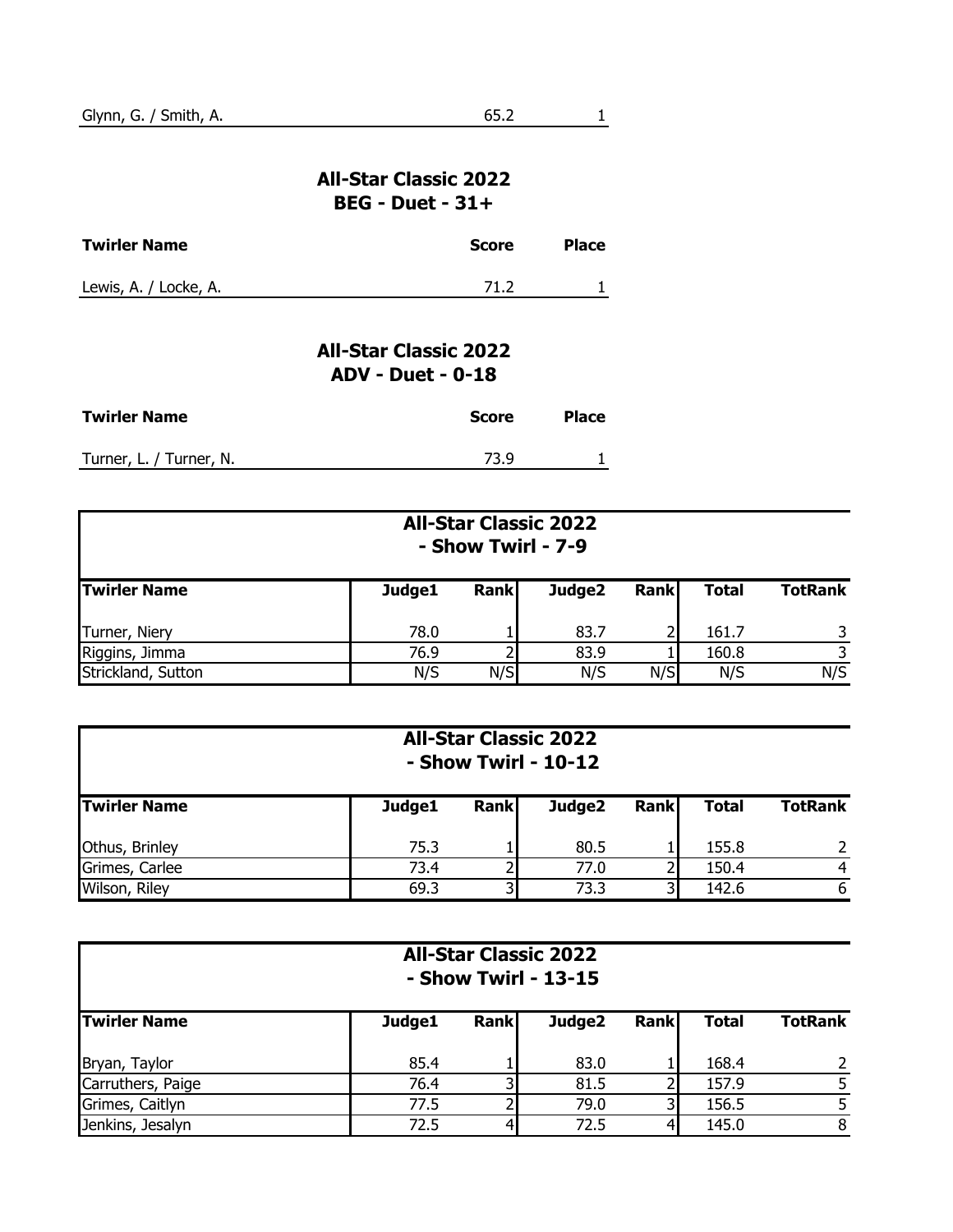| Twirler Name | Score | Place |
|---|---|---|
| Glynn, G. / Smith, A. | 65.2 | 1 |

## All-Star Classic 2022
## BEG - Duet - 31+

| Twirler Name | Score | Place |
|---|---|---|
| Lewis, A. / Locke, A. | 71.2 | 1 |

## All-Star Classic 2022
## ADV - Duet - 0-18

| Twirler Name | Score | Place |
|---|---|---|
| Turner, L. / Turner, N. | 73.9 | 1 |

## All-Star Classic 2022
## - Show Twirl - 7-9

| Twirler Name | Judge1 | Rank | Judge2 | Rank | Total | TotRank |
|---|---|---|---|---|---|---|
| Turner, Niery | 78.0 | 1 | 83.7 | 2 | 161.7 | 3 |
| Riggins, Jimma | 76.9 | 2 | 83.9 | 1 | 160.8 | 3 |
| Strickland, Sutton | N/S | N/S | N/S | N/S | N/S | N/S |

## All-Star Classic 2022
## - Show Twirl - 10-12

| Twirler Name | Judge1 | Rank | Judge2 | Rank | Total | TotRank |
|---|---|---|---|---|---|---|
| Othus, Brinley | 75.3 | 1 | 80.5 | 1 | 155.8 | 2 |
| Grimes, Carlee | 73.4 | 2 | 77.0 | 2 | 150.4 | 4 |
| Wilson, Riley | 69.3 | 3 | 73.3 | 3 | 142.6 | 6 |

## All-Star Classic 2022
## - Show Twirl - 13-15

| Twirler Name | Judge1 | Rank | Judge2 | Rank | Total | TotRank |
|---|---|---|---|---|---|---|
| Bryan, Taylor | 85.4 | 1 | 83.0 | 1 | 168.4 | 2 |
| Carruthers, Paige | 76.4 | 3 | 81.5 | 2 | 157.9 | 5 |
| Grimes, Caitlyn | 77.5 | 2 | 79.0 | 3 | 156.5 | 5 |
| Jenkins, Jesalyn | 72.5 | 4 | 72.5 | 4 | 145.0 | 8 |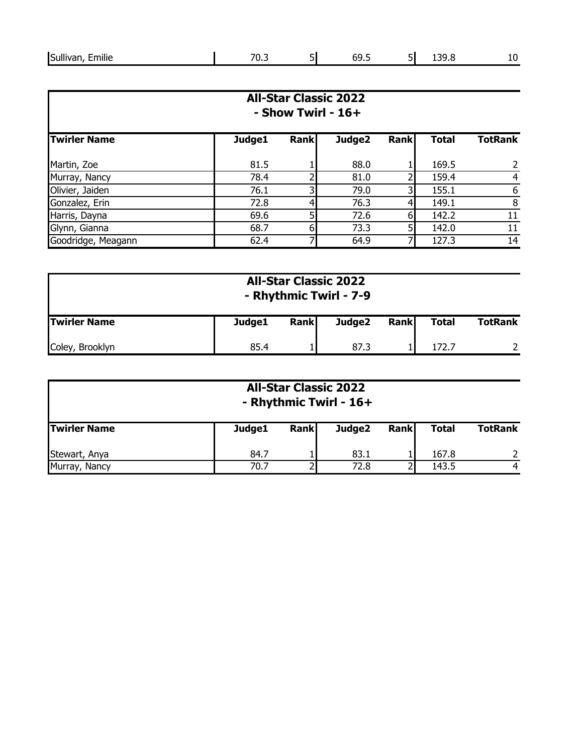| Sullivan, Emilie | 70.3 | 5 | 69.5 | 5 | 139.8 | 10 |
|---|---|---|---|---|---|---|

## All-Star Classic 2022
## - Show Twirl - 16+

| Twirler Name | Judge1 | Rank | Judge2 | Rank | Total | TotRank |
|---|---|---|---|---|---|---|
| Martin, Zoe | 81.5 | 1 | 88.0 | 1 | 169.5 | 2 |
| Murray, Nancy | 78.4 | 2 | 81.0 | 2 | 159.4 | 4 |
| Olivier, Jaiden | 76.1 | 3 | 79.0 | 3 | 155.1 | 6 |
| Gonzalez, Erin | 72.8 | 4 | 76.3 | 4 | 149.1 | 8 |
| Harris, Dayna | 69.6 | 5 | 72.6 | 6 | 142.2 | 11 |
| Glynn, Gianna | 68.7 | 6 | 73.3 | 5 | 142.0 | 11 |
| Goodridge, Meagann | 62.4 | 7 | 64.9 | 7 | 127.3 | 14 |

## All-Star Classic 2022
## - Rhythmic Twirl - 7-9

| Twirler Name | Judge1 | Rank | Judge2 | Rank | Total | TotRank |
|---|---|---|---|---|---|---|
| Coley, Brooklyn | 85.4 | 1 | 87.3 | 1 | 172.7 | 2 |

## All-Star Classic 2022
## - Rhythmic Twirl - 16+

| Twirler Name | Judge1 | Rank | Judge2 | Rank | Total | TotRank |
|---|---|---|---|---|---|---|
| Stewart, Anya | 84.7 | 1 | 83.1 | 1 | 167.8 | 2 |
| Murray, Nancy | 70.7 | 2 | 72.8 | 2 | 143.5 | 4 |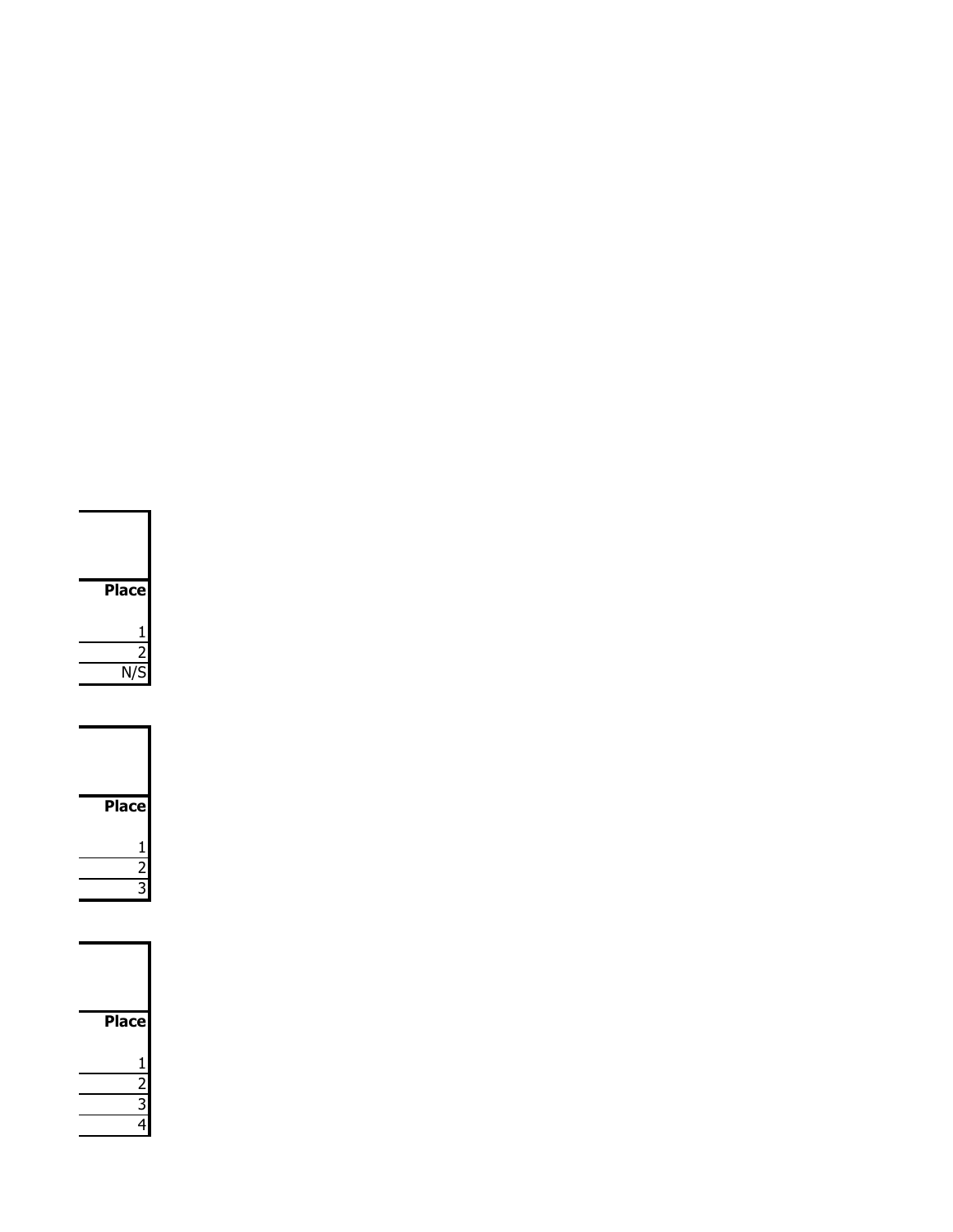| Place |
| --- |
| 1 |
| 2 |
| N/S |

| Place |
| --- |
| 1 |
| 2 |
| 3 |

| Place |
| --- |
| 1 |
| 2 |
| 3 |
| 4 |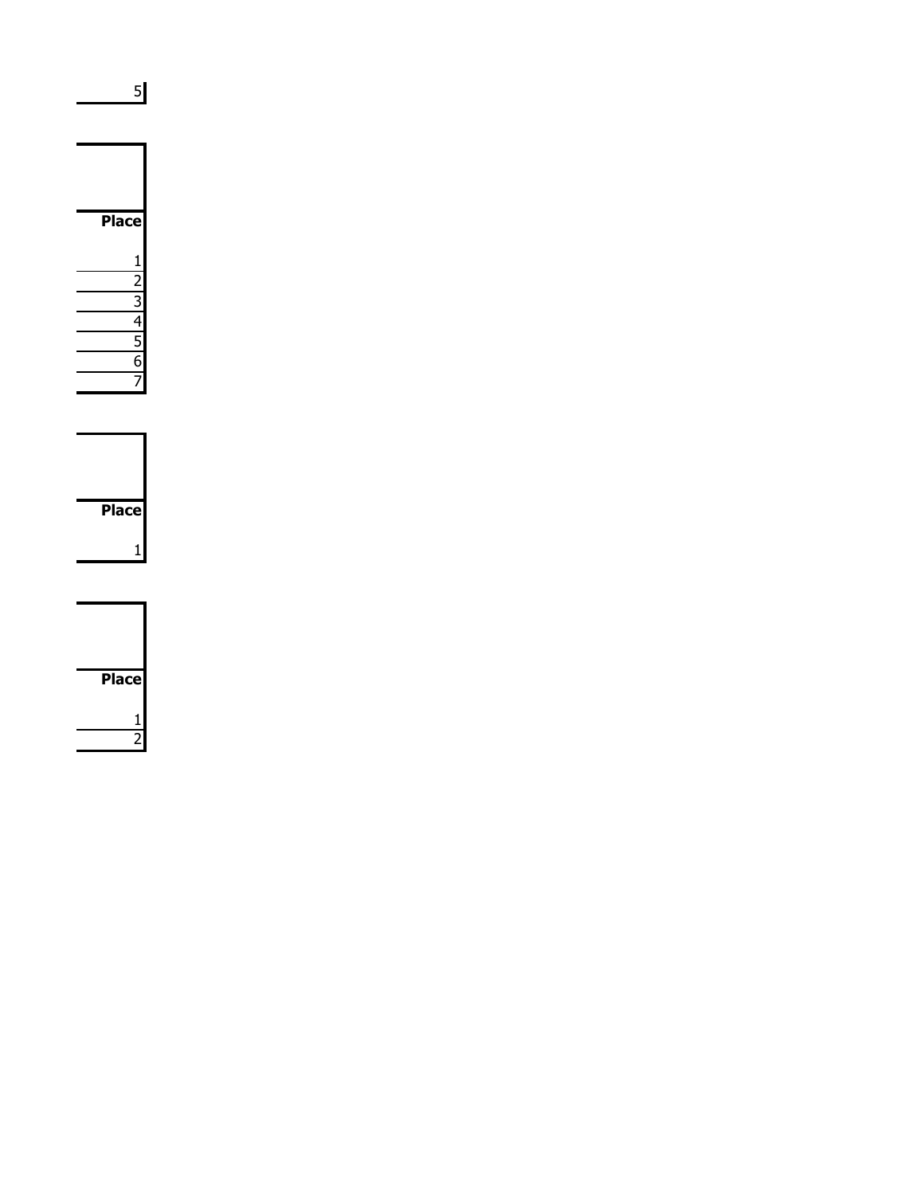| |
|---|
| 5 |

| Place |
|---|
| 1 |
| 2 |
| 3 |
| 4 |
| 5 |
| 6 |
| 7 |

| Place |
|---|
| 1 |

| Place |
|---|
| 1 |
| 2 |